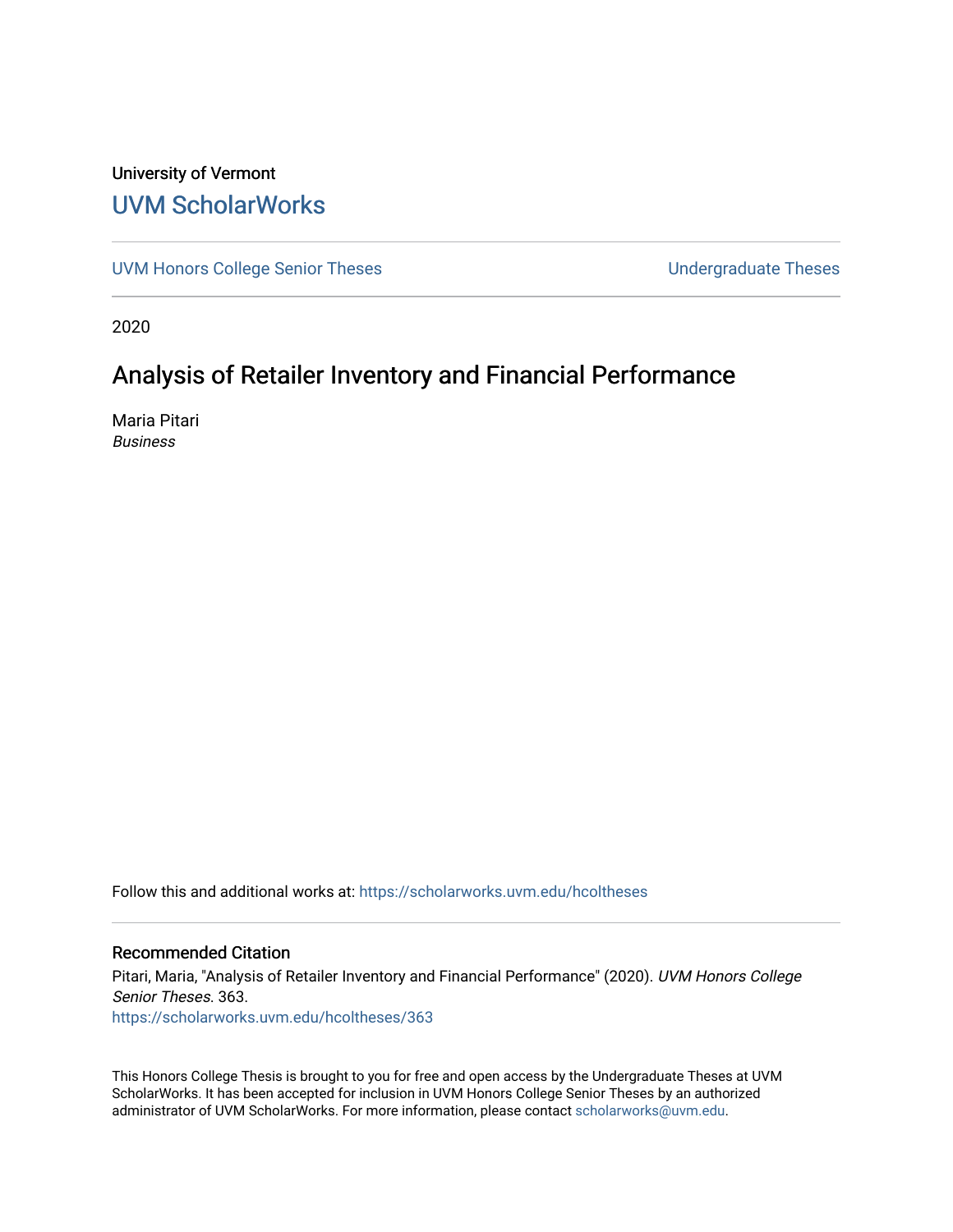University of Vermont

# UVM ScholarWorks

UVM Honors College Senior Theses | Undergraduate Theses

2020

## Analysis of Retailer Inventory and Financial Performance

Maria Pitari
*Business*

Follow this and additional works at: https://scholarworks.uvm.edu/hcoltheses

### Recommended Citation

Pitari, Maria, "Analysis of Retailer Inventory and Financial Performance" (2020). *UVM Honors College Senior Theses*. 363.
https://scholarworks.uvm.edu/hcoltheses/363

This Honors College Thesis is brought to you for free and open access by the Undergraduate Theses at UVM ScholarWorks. It has been accepted for inclusion in UVM Honors College Senior Theses by an authorized administrator of UVM ScholarWorks. For more information, please contact scholarworks@uvm.edu.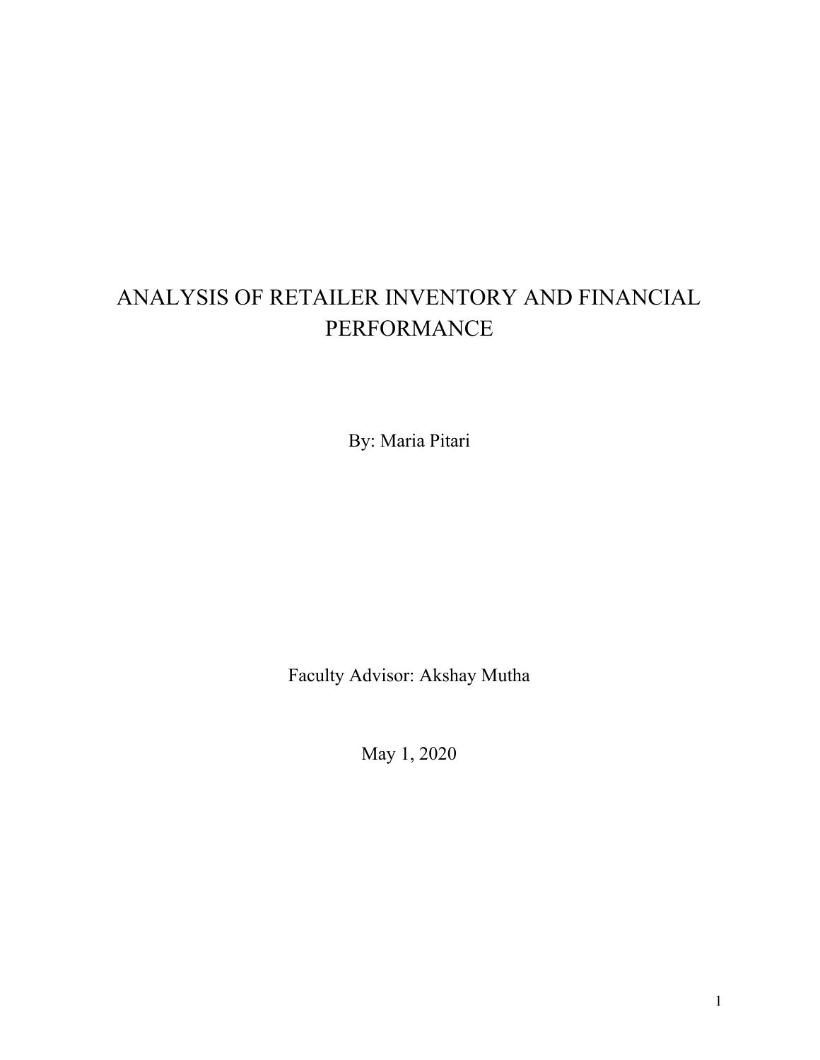# ANALYSIS OF RETAILER INVENTORY AND FINANCIAL PERFORMANCE

By: Maria Pitari

Faculty Advisor: Akshay Mutha

May 1, 2020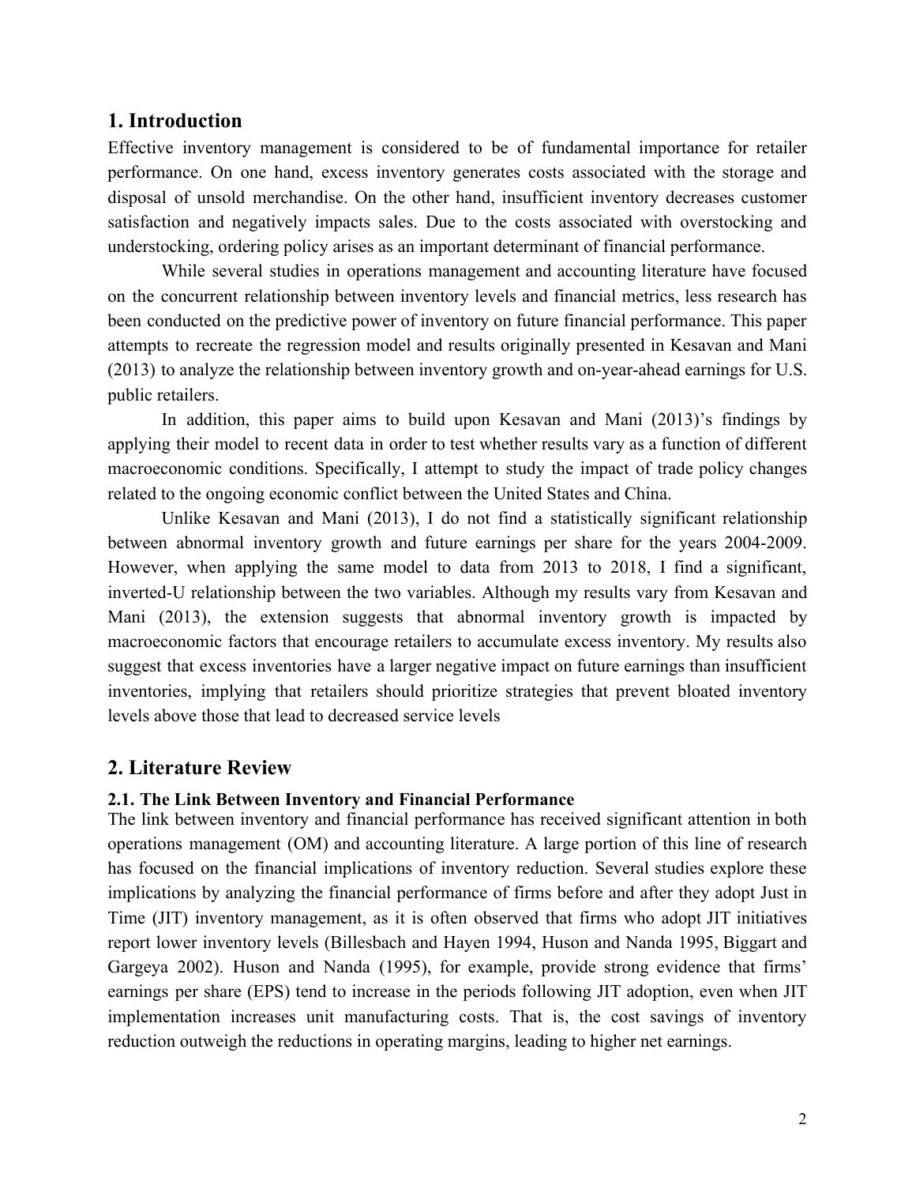## 1. Introduction

Effective inventory management is considered to be of fundamental importance for retailer performance. On one hand, excess inventory generates costs associated with the storage and disposal of unsold merchandise. On the other hand, insufficient inventory decreases customer satisfaction and negatively impacts sales. Due to the costs associated with overstocking and understocking, ordering policy arises as an important determinant of financial performance.

While several studies in operations management and accounting literature have focused on the concurrent relationship between inventory levels and financial metrics, less research has been conducted on the predictive power of inventory on future financial performance. This paper attempts to recreate the regression model and results originally presented in Kesavan and Mani (2013) to analyze the relationship between inventory growth and on-year-ahead earnings for U.S. public retailers.

In addition, this paper aims to build upon Kesavan and Mani (2013)'s findings by applying their model to recent data in order to test whether results vary as a function of different macroeconomic conditions. Specifically, I attempt to study the impact of trade policy changes related to the ongoing economic conflict between the United States and China.

Unlike Kesavan and Mani (2013), I do not find a statistically significant relationship between abnormal inventory growth and future earnings per share for the years 2004-2009. However, when applying the same model to data from 2013 to 2018, I find a significant, inverted-U relationship between the two variables. Although my results vary from Kesavan and Mani (2013), the extension suggests that abnormal inventory growth is impacted by macroeconomic factors that encourage retailers to accumulate excess inventory. My results also suggest that excess inventories have a larger negative impact on future earnings than insufficient inventories, implying that retailers should prioritize strategies that prevent bloated inventory levels above those that lead to decreased service levels

## 2. Literature Review

### 2.1. The Link Between Inventory and Financial Performance

The link between inventory and financial performance has received significant attention in both operations management (OM) and accounting literature. A large portion of this line of research has focused on the financial implications of inventory reduction. Several studies explore these implications by analyzing the financial performance of firms before and after they adopt Just in Time (JIT) inventory management, as it is often observed that firms who adopt JIT initiatives report lower inventory levels (Billesbach and Hayen 1994, Huson and Nanda 1995, Biggart and Gargeya 2002). Huson and Nanda (1995), for example, provide strong evidence that firms' earnings per share (EPS) tend to increase in the periods following JIT adoption, even when JIT implementation increases unit manufacturing costs. That is, the cost savings of inventory reduction outweigh the reductions in operating margins, leading to higher net earnings.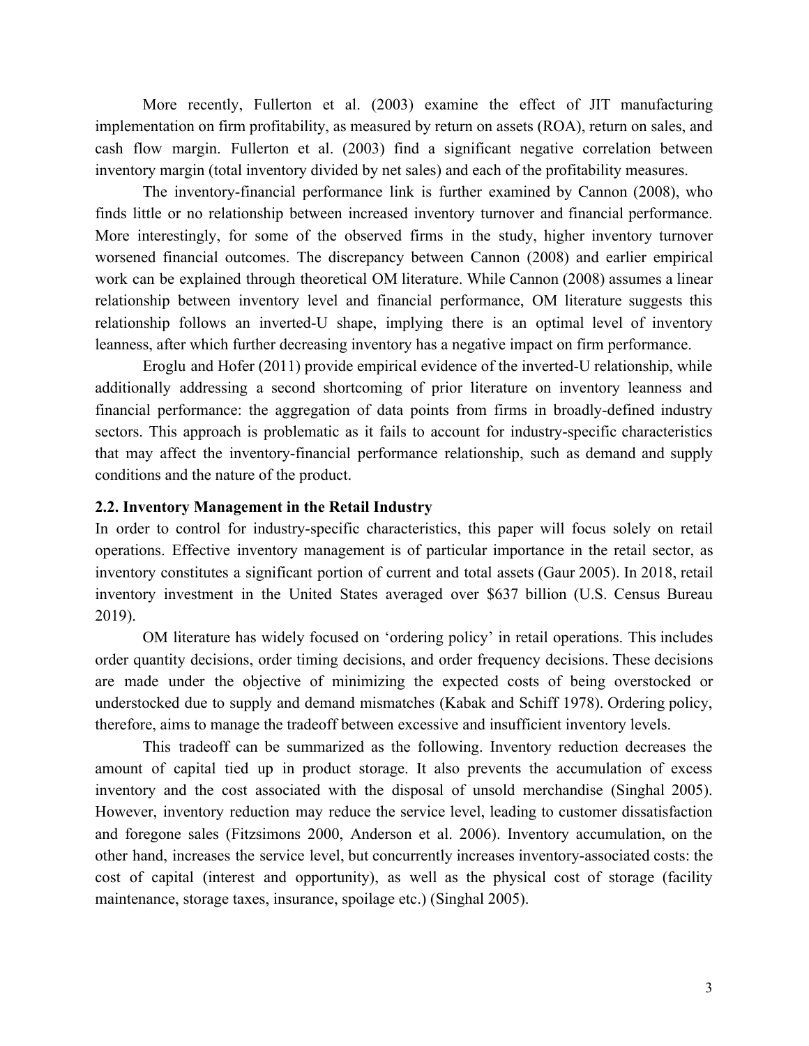More recently, Fullerton et al. (2003) examine the effect of JIT manufacturing implementation on firm profitability, as measured by return on assets (ROA), return on sales, and cash flow margin. Fullerton et al. (2003) find a significant negative correlation between inventory margin (total inventory divided by net sales) and each of the profitability measures.

The inventory-financial performance link is further examined by Cannon (2008), who finds little or no relationship between increased inventory turnover and financial performance. More interestingly, for some of the observed firms in the study, higher inventory turnover worsened financial outcomes. The discrepancy between Cannon (2008) and earlier empirical work can be explained through theoretical OM literature. While Cannon (2008) assumes a linear relationship between inventory level and financial performance, OM literature suggests this relationship follows an inverted-U shape, implying there is an optimal level of inventory leanness, after which further decreasing inventory has a negative impact on firm performance.

Eroglu and Hofer (2011) provide empirical evidence of the inverted-U relationship, while additionally addressing a second shortcoming of prior literature on inventory leanness and financial performance: the aggregation of data points from firms in broadly-defined industry sectors. This approach is problematic as it fails to account for industry-specific characteristics that may affect the inventory-financial performance relationship, such as demand and supply conditions and the nature of the product.

### 2.2. Inventory Management in the Retail Industry

In order to control for industry-specific characteristics, this paper will focus solely on retail operations. Effective inventory management is of particular importance in the retail sector, as inventory constitutes a significant portion of current and total assets (Gaur 2005). In 2018, retail inventory investment in the United States averaged over $637 billion (U.S. Census Bureau 2019).

OM literature has widely focused on 'ordering policy' in retail operations. This includes order quantity decisions, order timing decisions, and order frequency decisions. These decisions are made under the objective of minimizing the expected costs of being overstocked or understocked due to supply and demand mismatches (Kabak and Schiff 1978). Ordering policy, therefore, aims to manage the tradeoff between excessive and insufficient inventory levels.

This tradeoff can be summarized as the following. Inventory reduction decreases the amount of capital tied up in product storage. It also prevents the accumulation of excess inventory and the cost associated with the disposal of unsold merchandise (Singhal 2005). However, inventory reduction may reduce the service level, leading to customer dissatisfaction and foregone sales (Fitzsimons 2000, Anderson et al. 2006). Inventory accumulation, on the other hand, increases the service level, but concurrently increases inventory-associated costs: the cost of capital (interest and opportunity), as well as the physical cost of storage (facility maintenance, storage taxes, insurance, spoilage etc.) (Singhal 2005).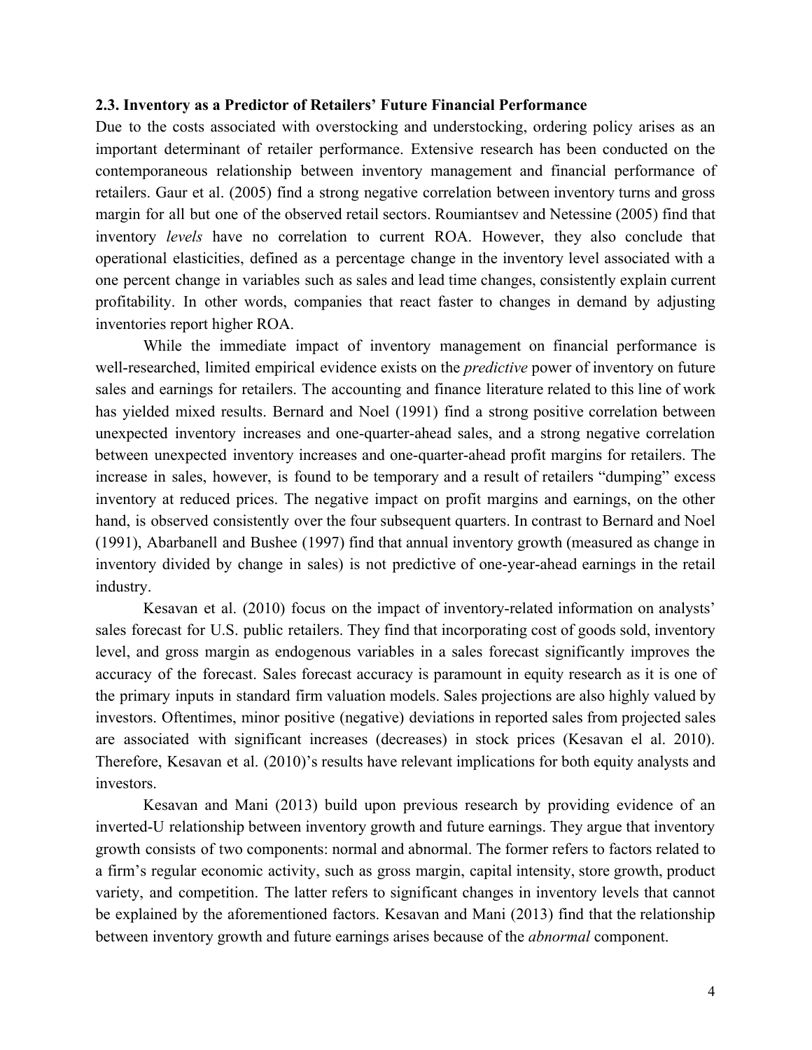### 2.3. Inventory as a Predictor of Retailers' Future Financial Performance

Due to the costs associated with overstocking and understocking, ordering policy arises as an important determinant of retailer performance. Extensive research has been conducted on the contemporaneous relationship between inventory management and financial performance of retailers. Gaur et al. (2005) find a strong negative correlation between inventory turns and gross margin for all but one of the observed retail sectors. Roumiantsev and Netessine (2005) find that inventory *levels* have no correlation to current ROA. However, they also conclude that operational elasticities, defined as a percentage change in the inventory level associated with a one percent change in variables such as sales and lead time changes, consistently explain current profitability. In other words, companies that react faster to changes in demand by adjusting inventories report higher ROA.

While the immediate impact of inventory management on financial performance is well-researched, limited empirical evidence exists on the *predictive* power of inventory on future sales and earnings for retailers. The accounting and finance literature related to this line of work has yielded mixed results. Bernard and Noel (1991) find a strong positive correlation between unexpected inventory increases and one-quarter-ahead sales, and a strong negative correlation between unexpected inventory increases and one-quarter-ahead profit margins for retailers. The increase in sales, however, is found to be temporary and a result of retailers "dumping" excess inventory at reduced prices. The negative impact on profit margins and earnings, on the other hand, is observed consistently over the four subsequent quarters. In contrast to Bernard and Noel (1991), Abarbanell and Bushee (1997) find that annual inventory growth (measured as change in inventory divided by change in sales) is not predictive of one-year-ahead earnings in the retail industry.

Kesavan et al. (2010) focus on the impact of inventory-related information on analysts' sales forecast for U.S. public retailers. They find that incorporating cost of goods sold, inventory level, and gross margin as endogenous variables in a sales forecast significantly improves the accuracy of the forecast. Sales forecast accuracy is paramount in equity research as it is one of the primary inputs in standard firm valuation models. Sales projections are also highly valued by investors. Oftentimes, minor positive (negative) deviations in reported sales from projected sales are associated with significant increases (decreases) in stock prices (Kesavan el al. 2010). Therefore, Kesavan et al. (2010)'s results have relevant implications for both equity analysts and investors.

Kesavan and Mani (2013) build upon previous research by providing evidence of an inverted-U relationship between inventory growth and future earnings. They argue that inventory growth consists of two components: normal and abnormal. The former refers to factors related to a firm's regular economic activity, such as gross margin, capital intensity, store growth, product variety, and competition. The latter refers to significant changes in inventory levels that cannot be explained by the aforementioned factors. Kesavan and Mani (2013) find that the relationship between inventory growth and future earnings arises because of the *abnormal* component.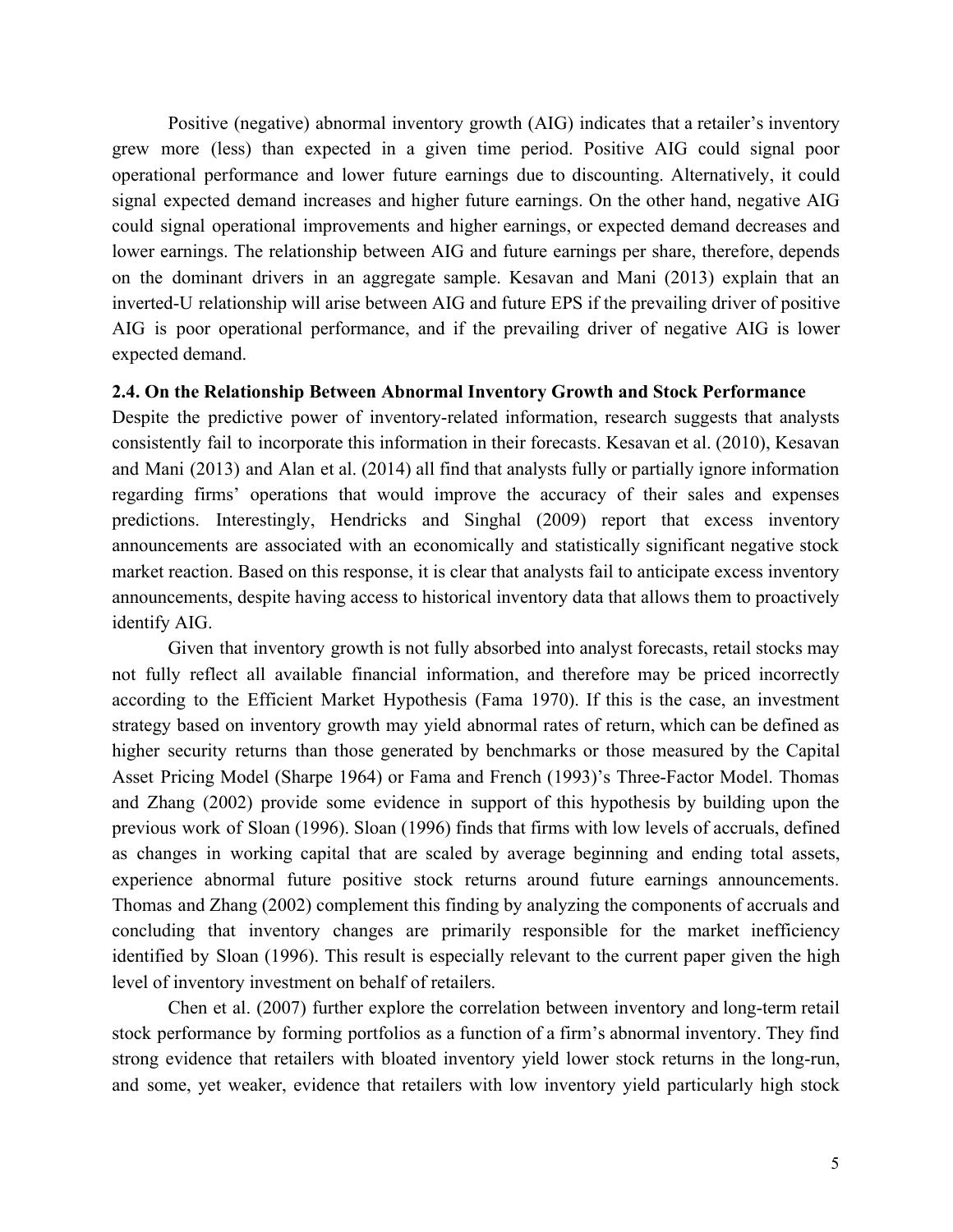Positive (negative) abnormal inventory growth (AIG) indicates that a retailer's inventory grew more (less) than expected in a given time period. Positive AIG could signal poor operational performance and lower future earnings due to discounting. Alternatively, it could signal expected demand increases and higher future earnings. On the other hand, negative AIG could signal operational improvements and higher earnings, or expected demand decreases and lower earnings. The relationship between AIG and future earnings per share, therefore, depends on the dominant drivers in an aggregate sample. Kesavan and Mani (2013) explain that an inverted-U relationship will arise between AIG and future EPS if the prevailing driver of positive AIG is poor operational performance, and if the prevailing driver of negative AIG is lower expected demand.

### 2.4. On the Relationship Between Abnormal Inventory Growth and Stock Performance

Despite the predictive power of inventory-related information, research suggests that analysts consistently fail to incorporate this information in their forecasts. Kesavan et al. (2010), Kesavan and Mani (2013) and Alan et al. (2014) all find that analysts fully or partially ignore information regarding firms' operations that would improve the accuracy of their sales and expenses predictions. Interestingly, Hendricks and Singhal (2009) report that excess inventory announcements are associated with an economically and statistically significant negative stock market reaction. Based on this response, it is clear that analysts fail to anticipate excess inventory announcements, despite having access to historical inventory data that allows them to proactively identify AIG.

Given that inventory growth is not fully absorbed into analyst forecasts, retail stocks may not fully reflect all available financial information, and therefore may be priced incorrectly according to the Efficient Market Hypothesis (Fama 1970). If this is the case, an investment strategy based on inventory growth may yield abnormal rates of return, which can be defined as higher security returns than those generated by benchmarks or those measured by the Capital Asset Pricing Model (Sharpe 1964) or Fama and French (1993)'s Three-Factor Model. Thomas and Zhang (2002) provide some evidence in support of this hypothesis by building upon the previous work of Sloan (1996). Sloan (1996) finds that firms with low levels of accruals, defined as changes in working capital that are scaled by average beginning and ending total assets, experience abnormal future positive stock returns around future earnings announcements. Thomas and Zhang (2002) complement this finding by analyzing the components of accruals and concluding that inventory changes are primarily responsible for the market inefficiency identified by Sloan (1996). This result is especially relevant to the current paper given the high level of inventory investment on behalf of retailers.

Chen et al. (2007) further explore the correlation between inventory and long-term retail stock performance by forming portfolios as a function of a firm's abnormal inventory. They find strong evidence that retailers with bloated inventory yield lower stock returns in the long-run, and some, yet weaker, evidence that retailers with low inventory yield particularly high stock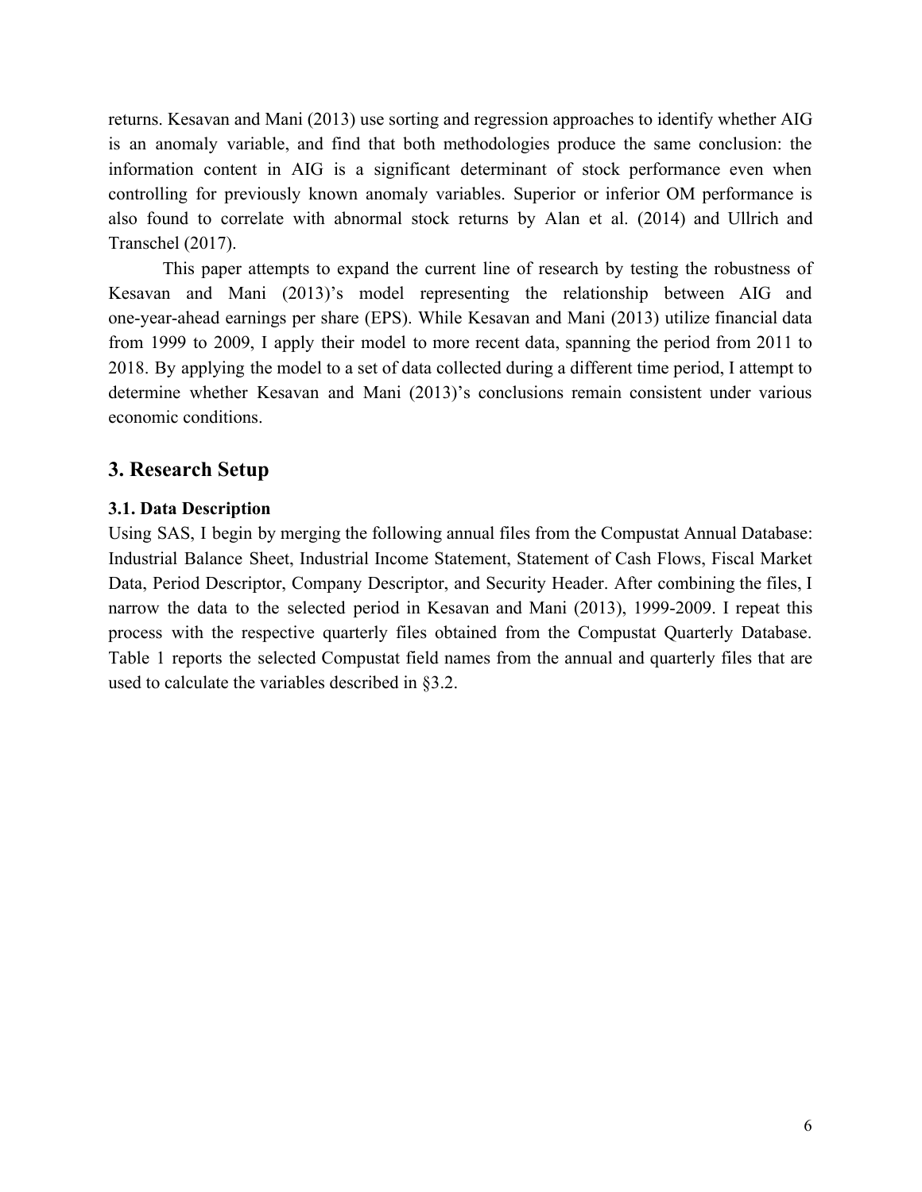returns. Kesavan and Mani (2013) use sorting and regression approaches to identify whether AIG is an anomaly variable, and find that both methodologies produce the same conclusion: the information content in AIG is a significant determinant of stock performance even when controlling for previously known anomaly variables. Superior or inferior OM performance is also found to correlate with abnormal stock returns by Alan et al. (2014) and Ullrich and Transchel (2017).

This paper attempts to expand the current line of research by testing the robustness of Kesavan and Mani (2013)'s model representing the relationship between AIG and one-year-ahead earnings per share (EPS). While Kesavan and Mani (2013) utilize financial data from 1999 to 2009, I apply their model to more recent data, spanning the period from 2011 to 2018. By applying the model to a set of data collected during a different time period, I attempt to determine whether Kesavan and Mani (2013)'s conclusions remain consistent under various economic conditions.

## 3. Research Setup

### 3.1. Data Description

Using SAS, I begin by merging the following annual files from the Compustat Annual Database: Industrial Balance Sheet, Industrial Income Statement, Statement of Cash Flows, Fiscal Market Data, Period Descriptor, Company Descriptor, and Security Header. After combining the files, I narrow the data to the selected period in Kesavan and Mani (2013), 1999-2009. I repeat this process with the respective quarterly files obtained from the Compustat Quarterly Database. Table 1 reports the selected Compustat field names from the annual and quarterly files that are used to calculate the variables described in §3.2.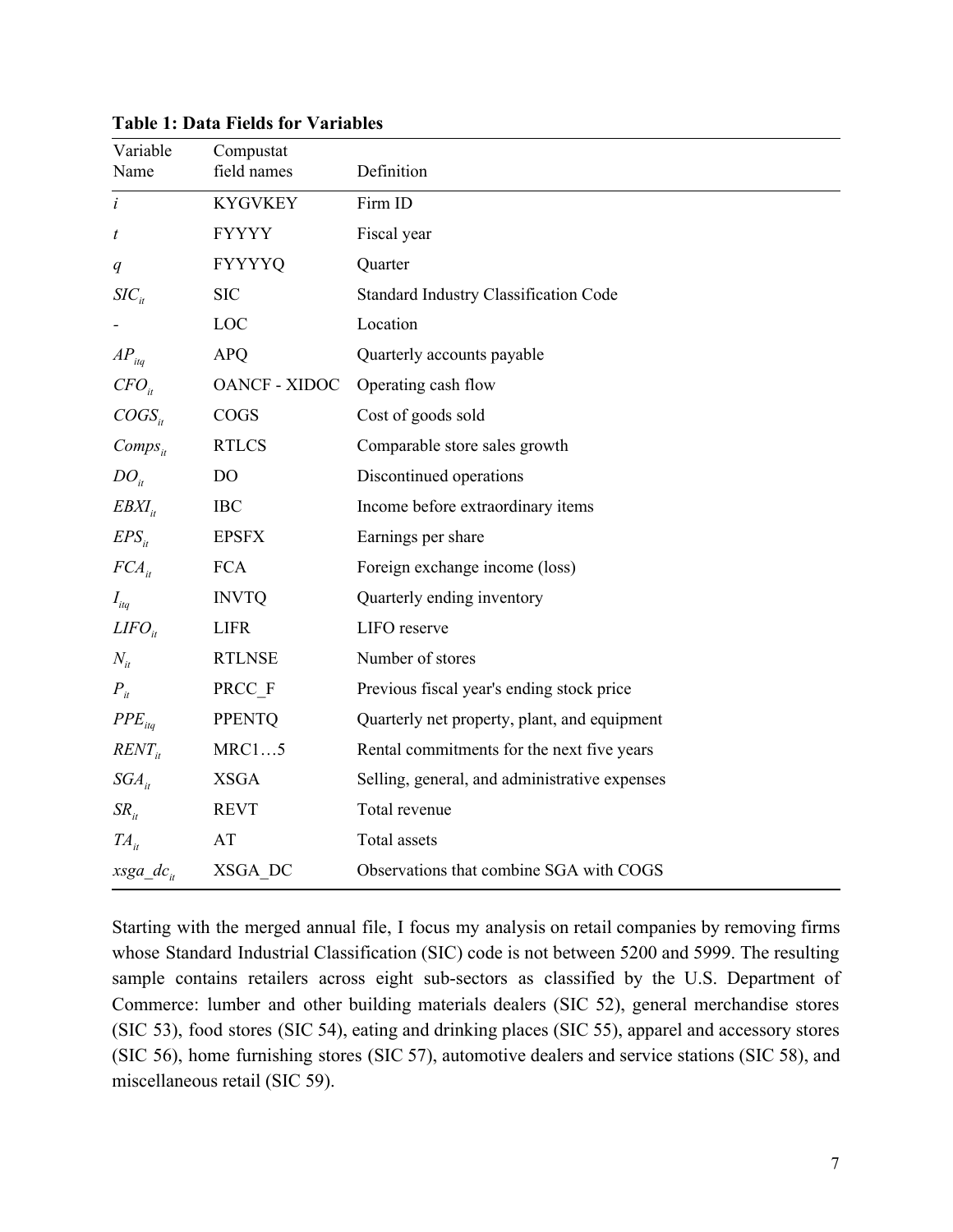**Table 1: Data Fields for Variables**

| Variable Name | Compustat field names | Definition |
|---|---|---|
| $i$ | KYGVKEY | Firm ID |
| $t$ | FYYYY | Fiscal year |
| $q$ | FYYYYQ | Quarter |
| $SIC_{it}$ | SIC | Standard Industry Classification Code |
| - | LOC | Location |
| $AP_{itq}$ | APQ | Quarterly accounts payable |
| $CFO_{it}$ | OANCF - XIDOC | Operating cash flow |
| $COGS_{it}$ | COGS | Cost of goods sold |
| $Comps_{it}$ | RTLCS | Comparable store sales growth |
| $DO_{it}$ | DO | Discontinued operations |
| $EBXI_{it}$ | IBC | Income before extraordinary items |
| $EPS_{it}$ | EPSFX | Earnings per share |
| $FCA_{it}$ | FCA | Foreign exchange income (loss) |
| $I_{itq}$ | INVTQ | Quarterly ending inventory |
| $LIFO_{it}$ | LIFR | LIFO reserve |
| $N_{it}$ | RTLNSE | Number of stores |
| $P_{it}$ | PRCC_F | Previous fiscal year's ending stock price |
| $PPE_{itq}$ | PPENTQ | Quarterly net property, plant, and equipment |
| $RENT_{it}$ | MRC1…5 | Rental commitments for the next five years |
| $SGA_{it}$ | XSGA | Selling, general, and administrative expenses |
| $SR_{it}$ | REVT | Total revenue |
| $TA_{it}$ | AT | Total assets |
| $xsga\_dc_{it}$ | XSGA_DC | Observations that combine SGA with COGS |

Starting with the merged annual file, I focus my analysis on retail companies by removing firms whose Standard Industrial Classification (SIC) code is not between 5200 and 5999. The resulting sample contains retailers across eight sub-sectors as classified by the U.S. Department of Commerce: lumber and other building materials dealers (SIC 52), general merchandise stores (SIC 53), food stores (SIC 54), eating and drinking places (SIC 55), apparel and accessory stores (SIC 56), home furnishing stores (SIC 57), automotive dealers and service stations (SIC 58), and miscellaneous retail (SIC 59).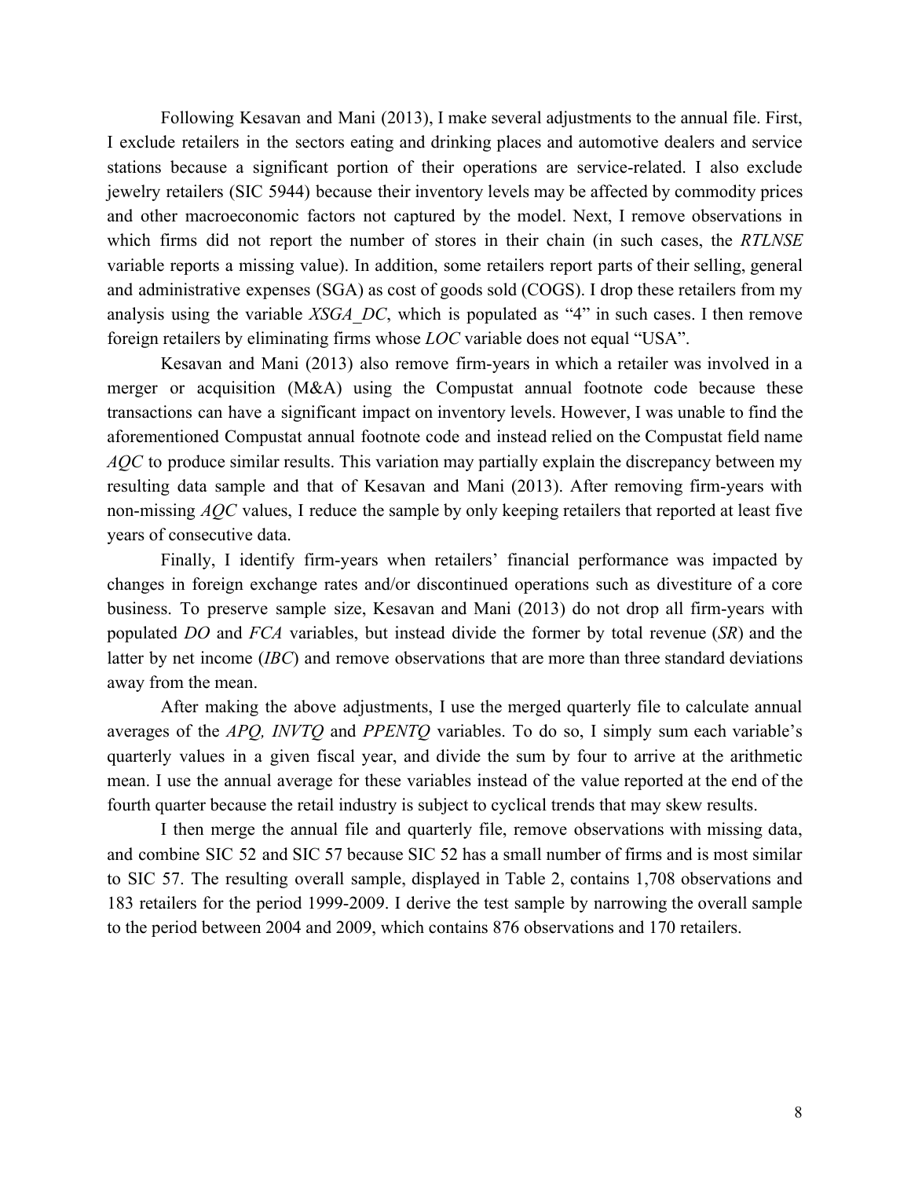Following Kesavan and Mani (2013), I make several adjustments to the annual file. First, I exclude retailers in the sectors eating and drinking places and automotive dealers and service stations because a significant portion of their operations are service-related. I also exclude jewelry retailers (SIC 5944) because their inventory levels may be affected by commodity prices and other macroeconomic factors not captured by the model. Next, I remove observations in which firms did not report the number of stores in their chain (in such cases, the *RTLNSE* variable reports a missing value). In addition, some retailers report parts of their selling, general and administrative expenses (SGA) as cost of goods sold (COGS). I drop these retailers from my analysis using the variable *XSGA_DC*, which is populated as "4" in such cases. I then remove foreign retailers by eliminating firms whose *LOC* variable does not equal "USA".

Kesavan and Mani (2013) also remove firm-years in which a retailer was involved in a merger or acquisition (M&A) using the Compustat annual footnote code because these transactions can have a significant impact on inventory levels. However, I was unable to find the aforementioned Compustat annual footnote code and instead relied on the Compustat field name *AQC* to produce similar results. This variation may partially explain the discrepancy between my resulting data sample and that of Kesavan and Mani (2013). After removing firm-years with non-missing *AQC* values, I reduce the sample by only keeping retailers that reported at least five years of consecutive data.

Finally, I identify firm-years when retailers' financial performance was impacted by changes in foreign exchange rates and/or discontinued operations such as divestiture of a core business. To preserve sample size, Kesavan and Mani (2013) do not drop all firm-years with populated *DO* and *FCA* variables, but instead divide the former by total revenue (*SR*) and the latter by net income (*IBC*) and remove observations that are more than three standard deviations away from the mean.

After making the above adjustments, I use the merged quarterly file to calculate annual averages of the *APQ, INVTQ* and *PPENTQ* variables. To do so, I simply sum each variable's quarterly values in a given fiscal year, and divide the sum by four to arrive at the arithmetic mean. I use the annual average for these variables instead of the value reported at the end of the fourth quarter because the retail industry is subject to cyclical trends that may skew results.

I then merge the annual file and quarterly file, remove observations with missing data, and combine SIC 52 and SIC 57 because SIC 52 has a small number of firms and is most similar to SIC 57. The resulting overall sample, displayed in Table 2, contains 1,708 observations and 183 retailers for the period 1999-2009. I derive the test sample by narrowing the overall sample to the period between 2004 and 2009, which contains 876 observations and 170 retailers.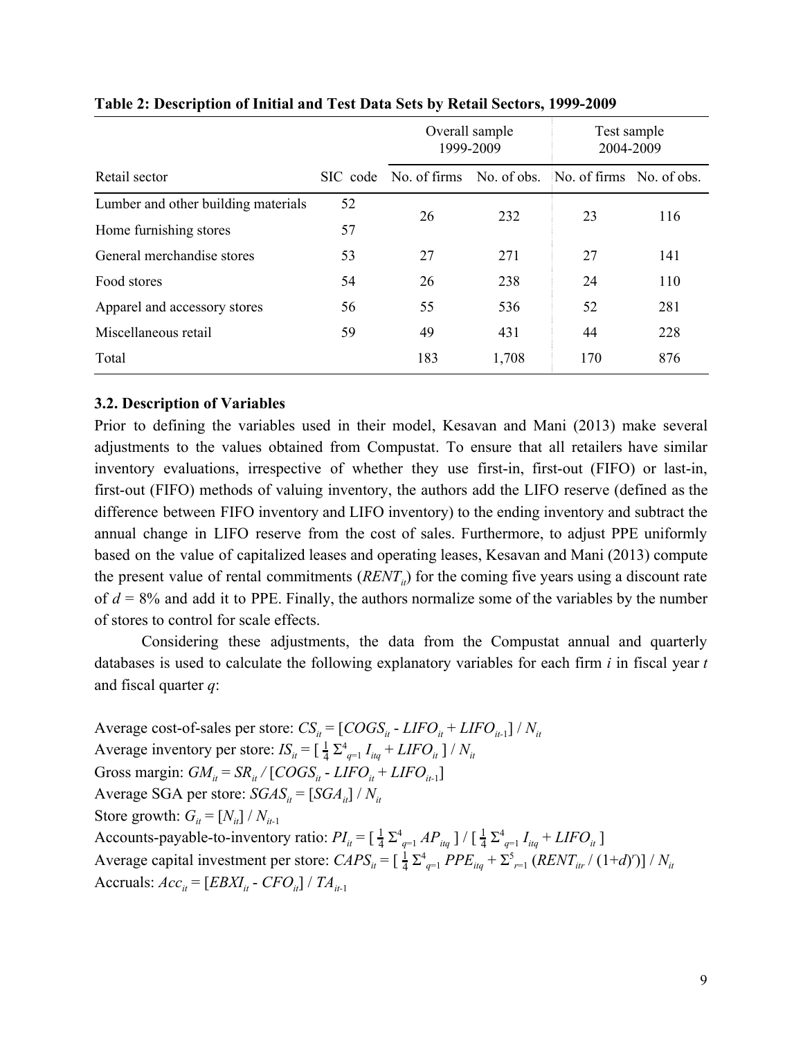**Table 2: Description of Initial and Test Data Sets by Retail Sectors, 1999-2009**

| | | Overall sample 1999-2009 | | Test sample 2004-2009 | |
|---|---|---|---|---|---|
| Retail sector | SIC code | No. of firms | No. of obs. | No. of firms | No. of obs. |
| Lumber and other building materials | 52 | 26 | 232 | 23 | 116 |
| Home furnishing stores | 57 | | | | |
| General merchandise stores | 53 | 27 | 271 | 27 | 141 |
| Food stores | 54 | 26 | 238 | 24 | 110 |
| Apparel and accessory stores | 56 | 55 | 536 | 52 | 281 |
| Miscellaneous retail | 59 | 49 | 431 | 44 | 228 |
| Total | | 183 | 1,708 | 170 | 876 |

### 3.2. Description of Variables

Prior to defining the variables used in their model, Kesavan and Mani (2013) make several adjustments to the values obtained from Compustat. To ensure that all retailers have similar inventory evaluations, irrespective of whether they use first-in, first-out (FIFO) or last-in, first-out (FIFO) methods of valuing inventory, the authors add the LIFO reserve (defined as the difference between FIFO inventory and LIFO inventory) to the ending inventory and subtract the annual change in LIFO reserve from the cost of sales. Furthermore, to adjust PPE uniformly based on the value of capitalized leases and operating leases, Kesavan and Mani (2013) compute the present value of rental commitments ($RENT_{it}$) for the coming five years using a discount rate of $d$ = 8% and add it to PPE. Finally, the authors normalize some of the variables by the number of stores to control for scale effects.

Considering these adjustments, the data from the Compustat annual and quarterly databases is used to calculate the following explanatory variables for each firm $i$ in fiscal year $t$ and fiscal quarter $q$:

Average cost-of-sales per store: $CS_{it} = [COGS_{it} - LIFO_{it} + LIFO_{it\text{-}1}] \,/\, N_{it}$
Average inventory per store: $IS_{it} = [\,\frac{1}{4}\,\Sigma^{4}_{q=1}\, I_{itq} + LIFO_{it}\,] \,/\, N_{it}$
Gross margin: $GM_{it} = SR_{it} \,/\, [COGS_{it} - LIFO_{it} + LIFO_{it\text{-}1}]$
Average SGA per store: $SGAS_{it} = [SGA_{it}] \,/\, N_{it}$
Store growth: $G_{it} = [N_{it}] \,/\, N_{it\text{-}1}$
Accounts-payable-to-inventory ratio: $PI_{it} = [\,\frac{1}{4}\,\Sigma^{4}_{q=1}\, AP_{itq}\,] \,/\, [\,\frac{1}{4}\,\Sigma^{4}_{q=1}\, I_{itq} + LIFO_{it}\,]$
Average capital investment per store: $CAPS_{it} = [\,\frac{1}{4}\,\Sigma^{4}_{q=1}\, PPE_{itq} + \Sigma^{5}_{r=1}\,(RENT_{itr} \,/\, (1+d)^{r})] \,/\, N_{it}$
Accruals: $Acc_{it} = [EBXI_{it} - CFO_{it}] \,/\, TA_{it\text{-}1}$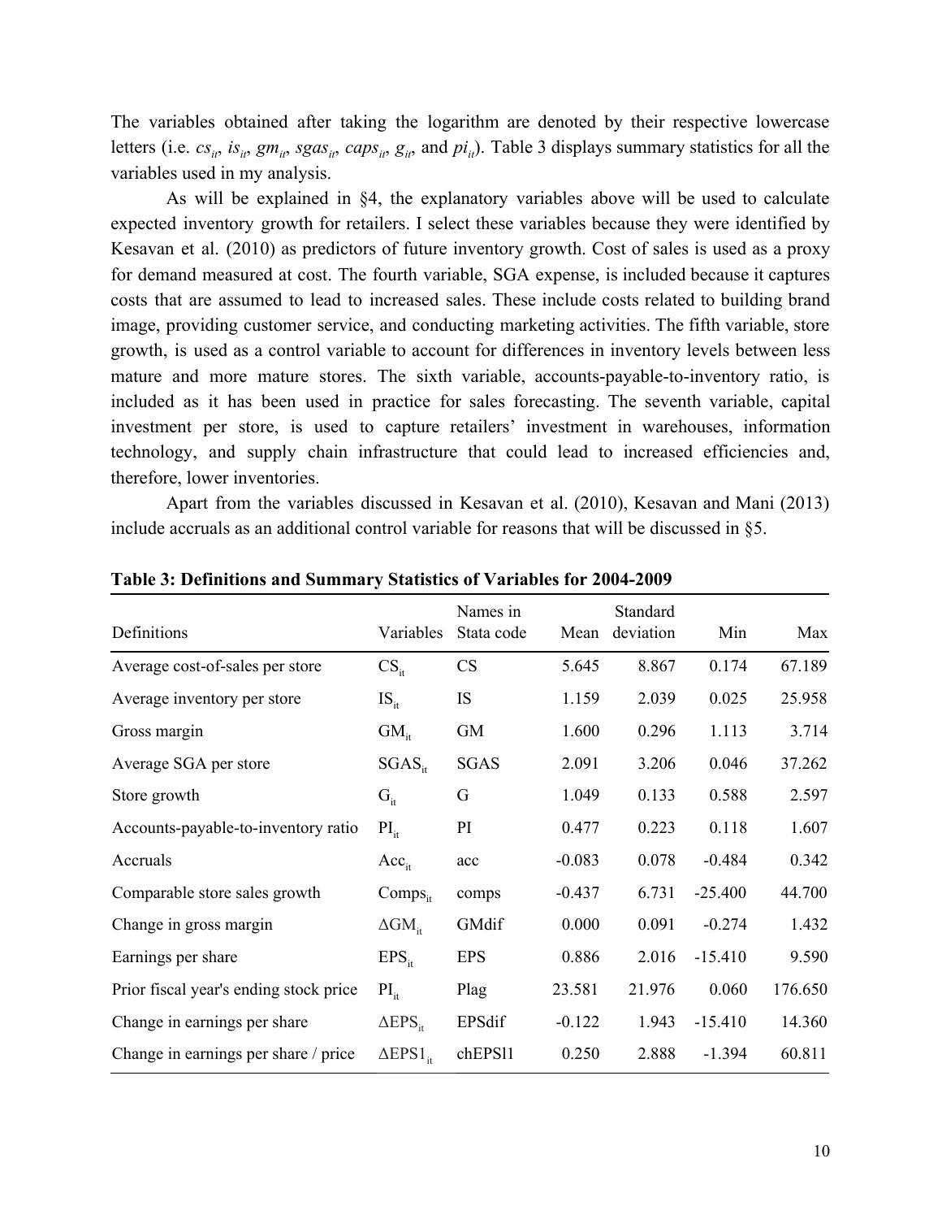The variables obtained after taking the logarithm are denoted by their respective lowercase letters (i.e. $cs_{it}$, $is_{it}$, $gm_{it}$, $sgas_{it}$, $caps_{it}$, $g_{it}$, and $pi_{it}$). Table 3 displays summary statistics for all the variables used in my analysis.

As will be explained in §4, the explanatory variables above will be used to calculate expected inventory growth for retailers. I select these variables because they were identified by Kesavan et al. (2010) as predictors of future inventory growth. Cost of sales is used as a proxy for demand measured at cost. The fourth variable, SGA expense, is included because it captures costs that are assumed to lead to increased sales. These include costs related to building brand image, providing customer service, and conducting marketing activities. The fifth variable, store growth, is used as a control variable to account for differences in inventory levels between less mature and more mature stores. The sixth variable, accounts-payable-to-inventory ratio, is included as it has been used in practice for sales forecasting. The seventh variable, capital investment per store, is used to capture retailers' investment in warehouses, information technology, and supply chain infrastructure that could lead to increased efficiencies and, therefore, lower inventories.

Apart from the variables discussed in Kesavan et al. (2010), Kesavan and Mani (2013) include accruals as an additional control variable for reasons that will be discussed in §5.

**Table 3: Definitions and Summary Statistics of Variables for 2004-2009**

| Definitions | Variables | Names in Stata code | Mean | Standard deviation | Min | Max |
|---|---|---|---|---|---|---|
| Average cost-of-sales per store | $CS_{it}$ | CS | 5.645 | 8.867 | 0.174 | 67.189 |
| Average inventory per store | $IS_{it}$ | IS | 1.159 | 2.039 | 0.025 | 25.958 |
| Gross margin | $GM_{it}$ | GM | 1.600 | 0.296 | 1.113 | 3.714 |
| Average SGA per store | $SGAS_{it}$ | SGAS | 2.091 | 3.206 | 0.046 | 37.262 |
| Store growth | $G_{it}$ | G | 1.049 | 0.133 | 0.588 | 2.597 |
| Accounts-payable-to-inventory ratio | $PI_{it}$ | PI | 0.477 | 0.223 | 0.118 | 1.607 |
| Accruals | $Acc_{it}$ | acc | -0.083 | 0.078 | -0.484 | 0.342 |
| Comparable store sales growth | $Comps_{it}$ | comps | -0.437 | 6.731 | -25.400 | 44.700 |
| Change in gross margin | $\Delta GM_{it}$ | GMdif | 0.000 | 0.091 | -0.274 | 1.432 |
| Earnings per share | $EPS_{it}$ | EPS | 0.886 | 2.016 | -15.410 | 9.590 |
| Prior fiscal year's ending stock price | $PI_{it}$ | Plag | 23.581 | 21.976 | 0.060 | 176.650 |
| Change in earnings per share | $\Delta EPS_{it}$ | EPSdif | -0.122 | 1.943 | -15.410 | 14.360 |
| Change in earnings per share / price | $\Delta EPS1_{it}$ | chEPSl1 | 0.250 | 2.888 | -1.394 | 60.811 |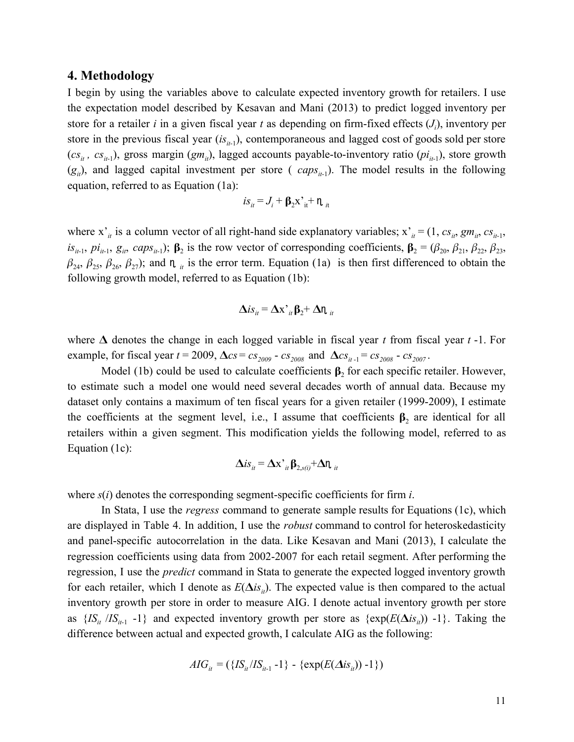## 4. Methodology

I begin by using the variables above to calculate expected inventory growth for retailers. I use the expectation model described by Kesavan and Mani (2013) to predict logged inventory per store for a retailer $i$ in a given fiscal year $t$ as depending on firm-fixed effects ($J_i$), inventory per store in the previous fiscal year ($is_{it-1}$), contemporaneous and lagged cost of goods sold per store ($cs_{it}$ , $cs_{it-1}$), gross margin ($gm_{it}$), lagged accounts payable-to-inventory ratio ($pi_{it-1}$), store growth ($g_{it}$), and lagged capital investment per store ( $caps_{it-1}$). The model results in the following equation, referred to as Equation (1a):

$$is_{it} = J_i + \mathbf{\beta}_2 x'_{it} + \eta_{it}$$

where $x'_{it}$ is a column vector of all right-hand side explanatory variables; $x'_{it} = (1, cs_{it}, gm_{it}, cs_{it-1}, is_{it-1}, pi_{it-1}, g_{it}, caps_{it-1})$; $\mathbf{\beta}_2$ is the row vector of corresponding coefficients, $\mathbf{\beta}_2 = (\beta_{20}, \beta_{21}, \beta_{22}, \beta_{23}, \beta_{24}, \beta_{25}, \beta_{26}, \beta_{27})$; and $\eta_{it}$ is the error term. Equation (1a) is then first differenced to obtain the following growth model, referred to as Equation (1b):

$$\mathbf{\Delta} is_{it} = \mathbf{\Delta} x'_{it} \mathbf{\beta}_2 + \mathbf{\Delta}\eta_{it}$$

where $\mathbf{\Delta}$ denotes the change in each logged variable in fiscal year $t$ from fiscal year $t$ -1. For example, for fiscal year $t$ = 2009, $\mathbf{\Delta} cs = cs_{2009} - cs_{2008}$ and $\mathbf{\Delta} cs_{it-1} = cs_{2008} - cs_{2007}$.

Model (1b) could be used to calculate coefficients $\mathbf{\beta}_2$ for each specific retailer. However, to estimate such a model one would need several decades worth of annual data. Because my dataset only contains a maximum of ten fiscal years for a given retailer (1999-2009), I estimate the coefficients at the segment level, i.e., I assume that coefficients $\mathbf{\beta}_2$ are identical for all retailers within a given segment. This modification yields the following model, referred to as Equation (1c):

$$\mathbf{\Delta} is_{it} = \mathbf{\Delta} x'_{it} \mathbf{\beta}_{2,s(i)} + \mathbf{\Delta}\eta_{it}$$

where $s(i)$ denotes the corresponding segment-specific coefficients for firm $i$.

In Stata, I use the *regress* command to generate sample results for Equations (1c), which are displayed in Table 4. In addition, I use the *robust* command to control for heteroskedasticity and panel-specific autocorrelation in the data. Like Kesavan and Mani (2013), I calculate the regression coefficients using data from 2002-2007 for each retail segment. After performing the regression, I use the *predict* command in Stata to generate the expected logged inventory growth for each retailer, which I denote as $E(\mathbf{\Delta} is_{it})$. The expected value is then compared to the actual inventory growth per store in order to measure AIG. I denote actual inventory growth per store as $\{IS_{it}/IS_{it-1} - 1\}$ and expected inventory growth per store as $\{\exp(E(\mathbf{\Delta} is_{it})) - 1\}$. Taking the difference between actual and expected growth, I calculate AIG as the following:

$$AIG_{it} = (\{IS_{it}/IS_{it-1} - 1\} - \{\exp(E(\mathbf{\Delta} is_{it})) - 1\})$$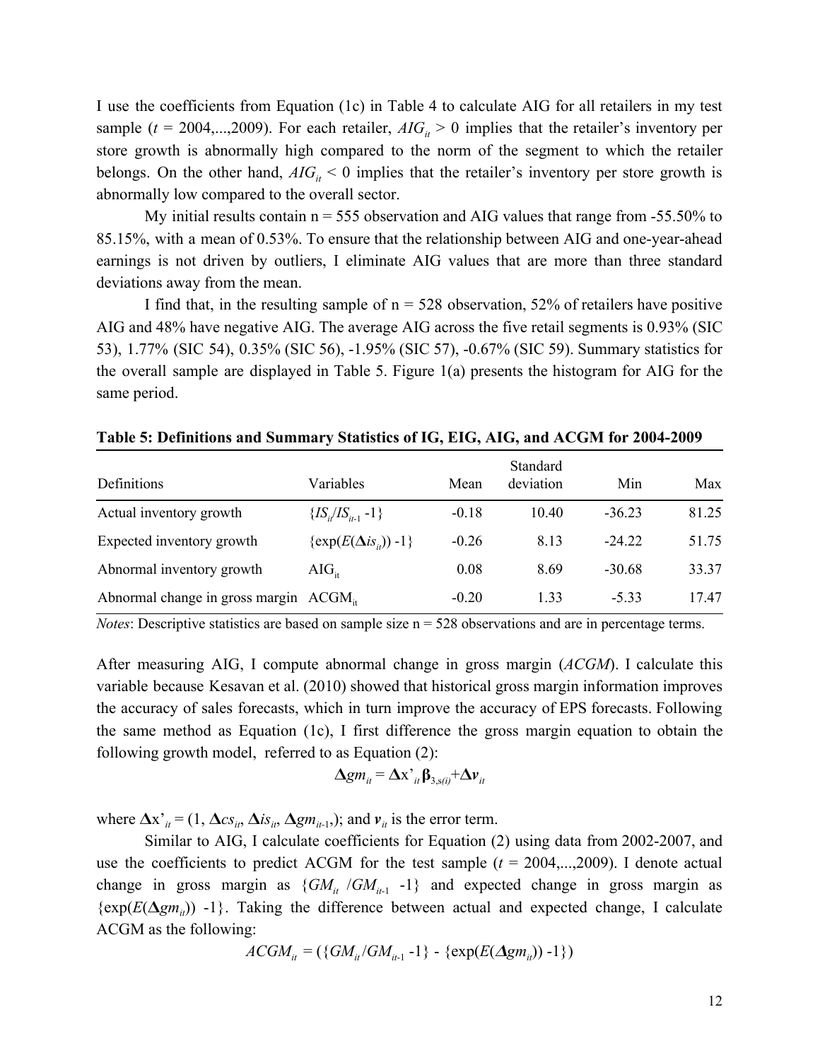I use the coefficients from Equation (1c) in Table 4 to calculate AIG for all retailers in my test sample ($t$ = 2004,...,2009). For each retailer, $AIG_{it} > 0$ implies that the retailer's inventory per store growth is abnormally high compared to the norm of the segment to which the retailer belongs. On the other hand, $AIG_{it} < 0$ implies that the retailer's inventory per store growth is abnormally low compared to the overall sector.

My initial results contain n = 555 observation and AIG values that range from -55.50% to 85.15%, with a mean of 0.53%. To ensure that the relationship between AIG and one-year-ahead earnings is not driven by outliers, I eliminate AIG values that are more than three standard deviations away from the mean.

I find that, in the resulting sample of n = 528 observation, 52% of retailers have positive AIG and 48% have negative AIG. The average AIG across the five retail segments is 0.93% (SIC 53), 1.77% (SIC 54), 0.35% (SIC 56), -1.95% (SIC 57), -0.67% (SIC 59). Summary statistics for the overall sample are displayed in Table 5. Figure 1(a) presents the histogram for AIG for the same period.

**Table 5: Definitions and Summary Statistics of IG, EIG, AIG, and ACGM for 2004-2009**

| Definitions | Variables | Mean | Standard deviation | Min | Max |
|---|---|---|---|---|---|
| Actual inventory growth | $\{IS_{it}/IS_{it-1}-1\}$ | -0.18 | 10.40 | -36.23 | 81.25 |
| Expected inventory growth | $\{\exp(E(\Delta is_{it}))-1\}$ | -0.26 | 8.13 | -24.22 | 51.75 |
| Abnormal inventory growth | $AIG_{it}$ | 0.08 | 8.69 | -30.68 | 33.37 |
| Abnormal change in gross margin | $ACGM_{it}$ | -0.20 | 1.33 | -5.33 | 17.47 |

*Notes*: Descriptive statistics are based on sample size n = 528 observations and are in percentage terms.

After measuring AIG, I compute abnormal change in gross margin (*ACGM*). I calculate this variable because Kesavan et al. (2010) showed that historical gross margin information improves the accuracy of sales forecasts, which in turn improve the accuracy of EPS forecasts. Following the same method as Equation (1c), I first difference the gross margin equation to obtain the following growth model, referred to as Equation (2):

$$\Delta gm_{it} = \Delta \mathbf{x}'_{it}\boldsymbol{\beta}_{3,s(i)} + \Delta \boldsymbol{v}_{it}$$

where $\Delta \mathbf{x}'_{it} = (1, \Delta cs_{it}, \Delta is_{it}, \Delta gm_{it-1},)$; and $\boldsymbol{v}_{it}$ is the error term.

Similar to AIG, I calculate coefficients for Equation (2) using data from 2002-2007, and use the coefficients to predict ACGM for the test sample ($t$ = 2004,...,2009). I denote actual change in gross margin as $\{GM_{it}/GM_{it-1}-1\}$ and expected change in gross margin as $\{\exp(E(\Delta gm_{it}))-1\}$. Taking the difference between actual and expected change, I calculate ACGM as the following:

$$ACGM_{it} = (\{GM_{it}/GM_{it-1}-1\} - \{\exp(E(\Delta gm_{it}))-1\})$$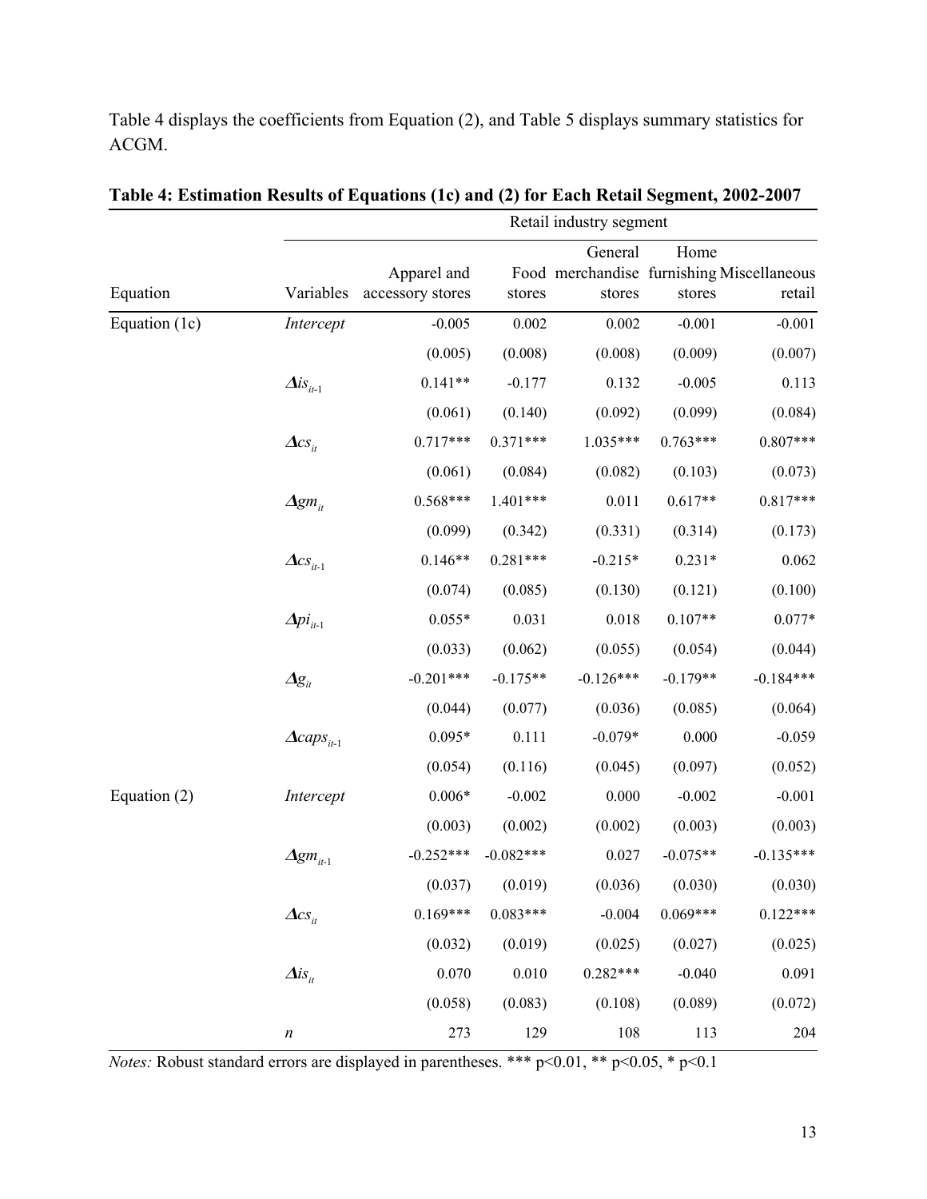Table 4 displays the coefficients from Equation (2), and Table 5 displays summary statistics for ACGM.

**Table 4: Estimation Results of Equations (1c) and (2) for Each Retail Segment, 2002-2007**

| | | Retail industry segment | | | | |
|---|---|---|---|---|---|---|
| Equation | Variables | Apparel and accessory stores | Food stores | General merchandise stores | Home furnishing stores | Miscellaneous retail |
| Equation (1c) | *Intercept* | -0.005 | 0.002 | 0.002 | -0.001 | -0.001 |
| | | (0.005) | (0.008) | (0.008) | (0.009) | (0.007) |
| | $\Delta is_{it-1}$ | 0.141** | -0.177 | 0.132 | -0.005 | 0.113 |
| | | (0.061) | (0.140) | (0.092) | (0.099) | (0.084) |
| | $\Delta cs_{it}$ | 0.717*** | 0.371*** | 1.035*** | 0.763*** | 0.807*** |
| | | (0.061) | (0.084) | (0.082) | (0.103) | (0.073) |
| | $\Delta gm_{it}$ | 0.568*** | 1.401*** | 0.011 | 0.617** | 0.817*** |
| | | (0.099) | (0.342) | (0.331) | (0.314) | (0.173) |
| | $\Delta cs_{it-1}$ | 0.146** | 0.281*** | -0.215* | 0.231* | 0.062 |
| | | (0.074) | (0.085) | (0.130) | (0.121) | (0.100) |
| | $\Delta pi_{it-1}$ | 0.055* | 0.031 | 0.018 | 0.107** | 0.077* |
| | | (0.033) | (0.062) | (0.055) | (0.054) | (0.044) |
| | $\Delta g_{it}$ | -0.201*** | -0.175** | -0.126*** | -0.179** | -0.184*** |
| | | (0.044) | (0.077) | (0.036) | (0.085) | (0.064) |
| | $\Delta caps_{it-1}$ | 0.095* | 0.111 | -0.079* | 0.000 | -0.059 |
| | | (0.054) | (0.116) | (0.045) | (0.097) | (0.052) |
| Equation (2) | *Intercept* | 0.006* | -0.002 | 0.000 | -0.002 | -0.001 |
| | | (0.003) | (0.002) | (0.002) | (0.003) | (0.003) |
| | $\Delta gm_{it-1}$ | -0.252*** | -0.082*** | 0.027 | -0.075** | -0.135*** |
| | | (0.037) | (0.019) | (0.036) | (0.030) | (0.030) |
| | $\Delta cs_{it}$ | 0.169*** | 0.083*** | -0.004 | 0.069*** | 0.122*** |
| | | (0.032) | (0.019) | (0.025) | (0.027) | (0.025) |
| | $\Delta is_{it}$ | 0.070 | 0.010 | 0.282*** | -0.040 | 0.091 |
| | | (0.058) | (0.083) | (0.108) | (0.089) | (0.072) |
| | $n$ | 273 | 129 | 108 | 113 | 204 |

*Notes:* Robust standard errors are displayed in parentheses. *** p<0.01, ** p<0.05, * p<0.1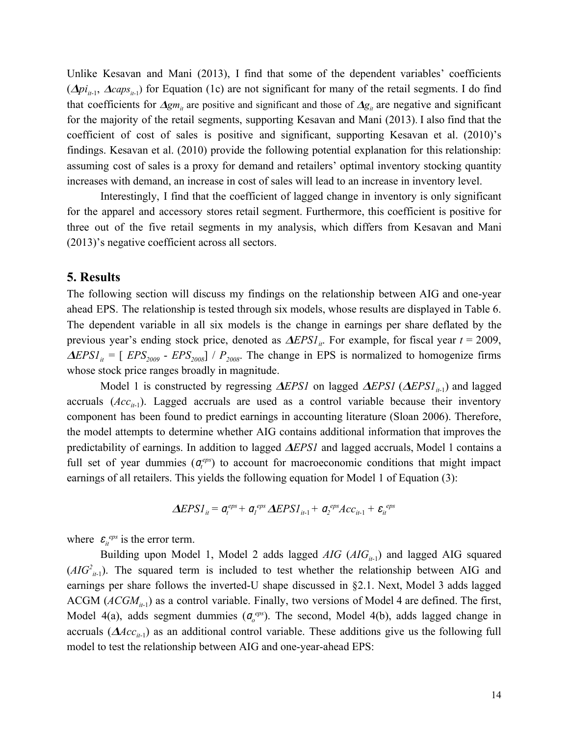Unlike Kesavan and Mani (2013), I find that some of the dependent variables' coefficients ($\Delta pi_{it-1}$, $\Delta caps_{it-1}$) for Equation (1c) are not significant for many of the retail segments. I do find that coefficients for $\Delta gm_{it}$ are positive and significant and those of $\Delta g_{it}$ are negative and significant for the majority of the retail segments, supporting Kesavan and Mani (2013). I also find that the coefficient of cost of sales is positive and significant, supporting Kesavan et al. (2010)'s findings. Kesavan et al. (2010) provide the following potential explanation for this relationship: assuming cost of sales is a proxy for demand and retailers' optimal inventory stocking quantity increases with demand, an increase in cost of sales will lead to an increase in inventory level.

Interestingly, I find that the coefficient of lagged change in inventory is only significant for the apparel and accessory stores retail segment. Furthermore, this coefficient is positive for three out of the five retail segments in my analysis, which differs from Kesavan and Mani (2013)'s negative coefficient across all sectors.

## 5. Results

The following section will discuss my findings on the relationship between AIG and one-year ahead EPS. The relationship is tested through six models, whose results are displayed in Table 6. The dependent variable in all six models is the change in earnings per share deflated by the previous year's ending stock price, denoted as $\Delta EPS1_{it}$. For example, for fiscal year $t = 2009$, $\Delta EPS1_{it} = [\, EPS_{2009} - EPS_{2008}] \,/\, P_{2008}$. The change in EPS is normalized to homogenize firms whose stock price ranges broadly in magnitude.

Model 1 is constructed by regressing $\Delta EPS1$ on lagged $\Delta EPS1$ ($\Delta EPS1_{it-1}$) and lagged accruals ($Acc_{it-1}$). Lagged accruals are used as a control variable because their inventory component has been found to predict earnings in accounting literature (Sloan 2006). Therefore, the model attempts to determine whether AIG contains additional information that improves the predictability of earnings. In addition to lagged $\Delta EPS1$ and lagged accruals, Model 1 contains a full set of year dummies ($a_t^{eps}$) to account for macroeconomic conditions that might impact earnings of all retailers. This yields the following equation for Model 1 of Equation (3):

$$\Delta EPS1_{it} = a_t^{eps} + a_1^{eps}\, \Delta EPS1_{it-1} + a_2^{eps} Acc_{it-1} + \varepsilon_{it}^{eps}$$

where $\varepsilon_{it}^{eps}$ is the error term.

Building upon Model 1, Model 2 adds lagged $AIG$ ($AIG_{it-1}$) and lagged AIG squared ($AIG^2_{it-1}$). The squared term is included to test whether the relationship between AIG and earnings per share follows the inverted-U shape discussed in §2.1. Next, Model 3 adds lagged ACGM ($ACGM_{it-1}$) as a control variable. Finally, two versions of Model 4 are defined. The first, Model 4(a), adds segment dummies ($a_o^{eps}$). The second, Model 4(b), adds lagged change in accruals ($\Delta Acc_{it-1}$) as an additional control variable. These additions give us the following full model to test the relationship between AIG and one-year-ahead EPS: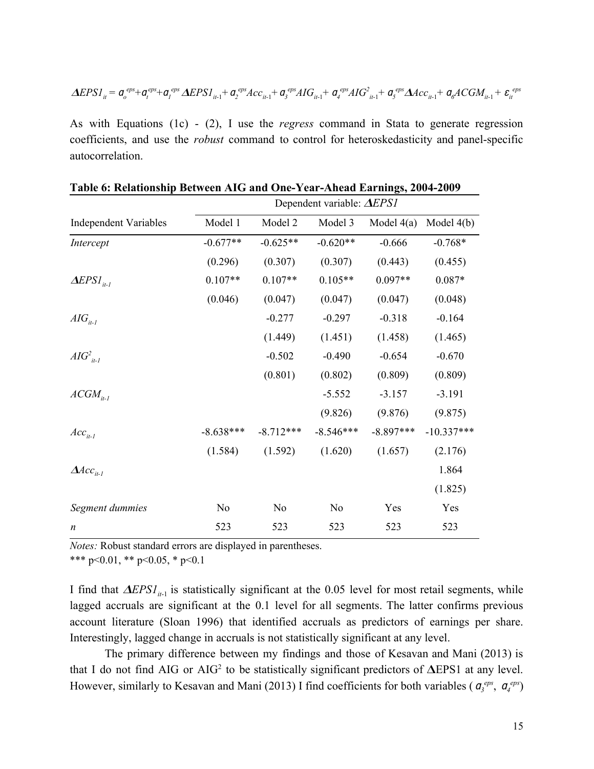$$\Delta EPS1_{it} = \alpha_o^{eps} + \alpha_t^{eps} + \alpha_1^{eps}\, \Delta EPS1_{it\text{-}1} + \alpha_2^{eps} Acc_{it\text{-}1} + \alpha_3^{eps} AIG_{it\text{-}1} + \alpha_4^{eps} AIG^2_{it\text{-}1} + \alpha_5^{eps} \Delta Acc_{it\text{-}1} + \alpha_6 ACGM_{it\text{-}1} + \varepsilon_{it}^{eps}$$

As with Equations (1c) - (2), I use the *regress* command in Stata to generate regression coefficients, and use the *robust* command to control for heteroskedasticity and panel-specific autocorrelation.

**Table 6: Relationship Between AIG and One-Year-Ahead Earnings, 2004-2009**

| | Dependent variable: $\Delta EPS1$ | | | | |
|---|---|---|---|---|---|
| Independent Variables | Model 1 | Model 2 | Model 3 | Model 4(a) | Model 4(b) |
| *Intercept* | -0.677** | -0.625** | -0.620** | -0.666 | -0.768* |
| | (0.296) | (0.307) | (0.307) | (0.443) | (0.455) |
| $\Delta EPS1_{it\text{-}1}$ | 0.107** | 0.107** | 0.105** | 0.097** | 0.087* |
| | (0.046) | (0.047) | (0.047) | (0.047) | (0.048) |
| $AIG_{it\text{-}1}$ | | -0.277 | -0.297 | -0.318 | -0.164 |
| | | (1.449) | (1.451) | (1.458) | (1.465) |
| $AIG^2_{it\text{-}1}$ | | -0.502 | -0.490 | -0.654 | -0.670 |
| | | (0.801) | (0.802) | (0.809) | (0.809) |
| $ACGM_{it\text{-}1}$ | | | -5.552 | -3.157 | -3.191 |
| | | | (9.826) | (9.876) | (9.875) |
| $Acc_{it\text{-}1}$ | -8.638*** | -8.712*** | -8.546*** | -8.897*** | -10.337*** |
| | (1.584) | (1.592) | (1.620) | (1.657) | (2.176) |
| $\Delta Acc_{it\text{-}1}$ | | | | | 1.864 |
| | | | | | (1.825) |
| *Segment dummies* | No | No | No | Yes | Yes |
| *n* | 523 | 523 | 523 | 523 | 523 |

*Notes:* Robust standard errors are displayed in parentheses.
*** p<0.01, ** p<0.05, * p<0.1

I find that $\Delta EPS1_{it\text{-}1}$ is statistically significant at the 0.05 level for most retail segments, while lagged accruals are significant at the 0.1 level for all segments. The latter confirms previous account literature (Sloan 1996) that identified accruals as predictors of earnings per share. Interestingly, lagged change in accruals is not statistically significant at any level.

The primary difference between my findings and those of Kesavan and Mani (2013) is that I do not find AIG or $AIG^2$ to be statistically significant predictors of $\Delta$EPS1 at any level. However, similarly to Kesavan and Mani (2013) I find coefficients for both variables ( $\alpha_3^{eps}$, $\alpha_4^{eps}$)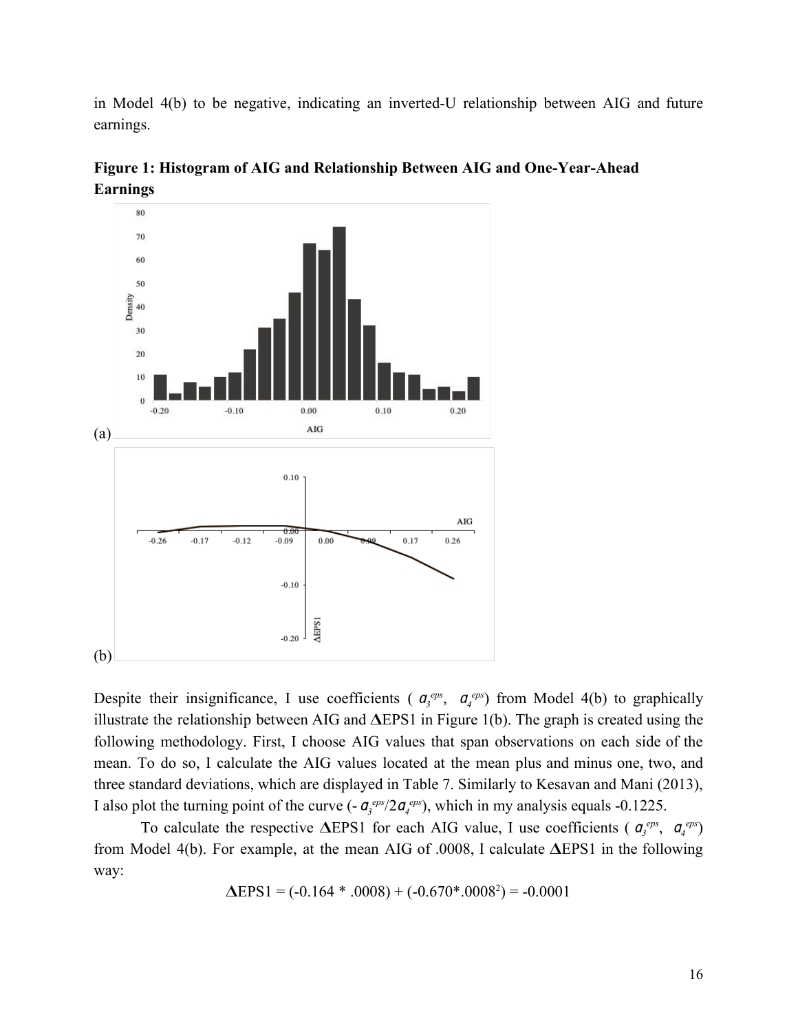in Model 4(b) to be negative, indicating an inverted-U relationship between AIG and future earnings.

**Figure 1: Histogram of AIG and Relationship Between AIG and One-Year-Ahead Earnings**

(a)

(b)

Despite their insignificance, I use coefficients ( $a_3^{eps}$, $a_4^{eps}$) from Model 4(b) to graphically illustrate the relationship between AIG and $\Delta$EPS1 in Figure 1(b). The graph is created using the following methodology. First, I choose AIG values that span observations on each side of the mean. To do so, I calculate the AIG values located at the mean plus and minus one, two, and three standard deviations, which are displayed in Table 7. Similarly to Kesavan and Mani (2013), I also plot the turning point of the curve ($- a_3^{eps}/2a_4^{eps}$), which in my analysis equals -0.1225.

To calculate the respective $\Delta$EPS1 for each AIG value, I use coefficients ( $a_3^{eps}$, $a_4^{eps}$) from Model 4(b). For example, at the mean AIG of .0008, I calculate $\Delta$EPS1 in the following way:

$$\Delta \text{EPS1} = (-0.164 * .0008) + (-0.670 * .0008^2) = -0.0001$$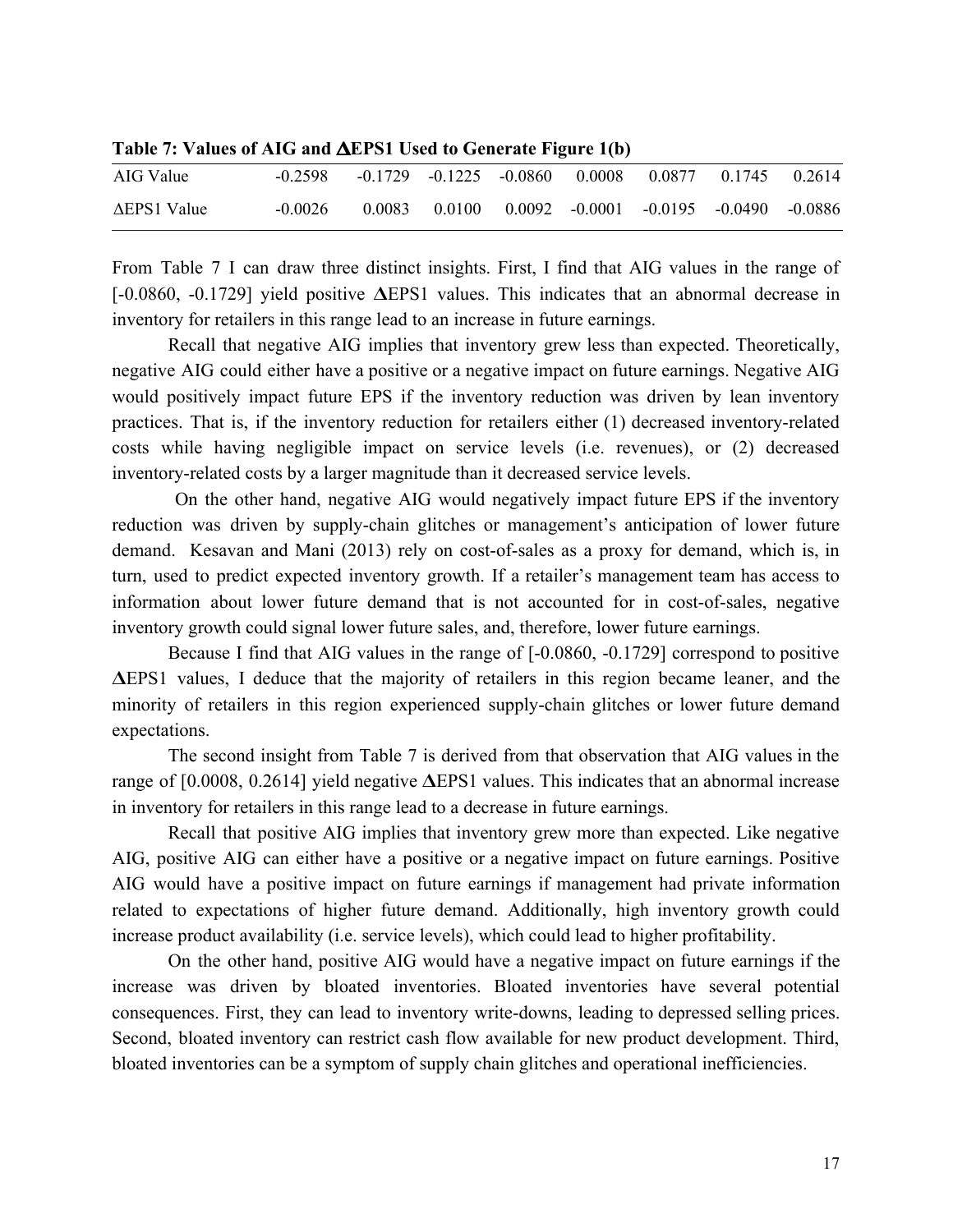**Table 7: Values of AIG and ΔEPS1 Used to Generate Figure 1(b)**

| AIG Value | -0.2598 | -0.1729 | -0.1225 | -0.0860 | 0.0008 | 0.0877 | 0.1745 | 0.2614 |
|---|---|---|---|---|---|---|---|---|
| ΔEPS1 Value | -0.0026 | 0.0083 | 0.0100 | 0.0092 | -0.0001 | -0.0195 | -0.0490 | -0.0886 |

From Table 7 I can draw three distinct insights. First, I find that AIG values in the range of [-0.0860, -0.1729] yield positive **Δ**EPS1 values. This indicates that an abnormal decrease in inventory for retailers in this range lead to an increase in future earnings.

Recall that negative AIG implies that inventory grew less than expected. Theoretically, negative AIG could either have a positive or a negative impact on future earnings. Negative AIG would positively impact future EPS if the inventory reduction was driven by lean inventory practices. That is, if the inventory reduction for retailers either (1) decreased inventory-related costs while having negligible impact on service levels (i.e. revenues), or (2) decreased inventory-related costs by a larger magnitude than it decreased service levels.

On the other hand, negative AIG would negatively impact future EPS if the inventory reduction was driven by supply-chain glitches or management's anticipation of lower future demand. Kesavan and Mani (2013) rely on cost-of-sales as a proxy for demand, which is, in turn, used to predict expected inventory growth. If a retailer's management team has access to information about lower future demand that is not accounted for in cost-of-sales, negative inventory growth could signal lower future sales, and, therefore, lower future earnings.

Because I find that AIG values in the range of [-0.0860, -0.1729] correspond to positive **Δ**EPS1 values, I deduce that the majority of retailers in this region became leaner, and the minority of retailers in this region experienced supply-chain glitches or lower future demand expectations.

The second insight from Table 7 is derived from that observation that AIG values in the range of [0.0008, 0.2614] yield negative **Δ**EPS1 values. This indicates that an abnormal increase in inventory for retailers in this range lead to a decrease in future earnings.

Recall that positive AIG implies that inventory grew more than expected. Like negative AIG, positive AIG can either have a positive or a negative impact on future earnings. Positive AIG would have a positive impact on future earnings if management had private information related to expectations of higher future demand. Additionally, high inventory growth could increase product availability (i.e. service levels), which could lead to higher profitability.

On the other hand, positive AIG would have a negative impact on future earnings if the increase was driven by bloated inventories. Bloated inventories have several potential consequences. First, they can lead to inventory write-downs, leading to depressed selling prices. Second, bloated inventory can restrict cash flow available for new product development. Third, bloated inventories can be a symptom of supply chain glitches and operational inefficiencies.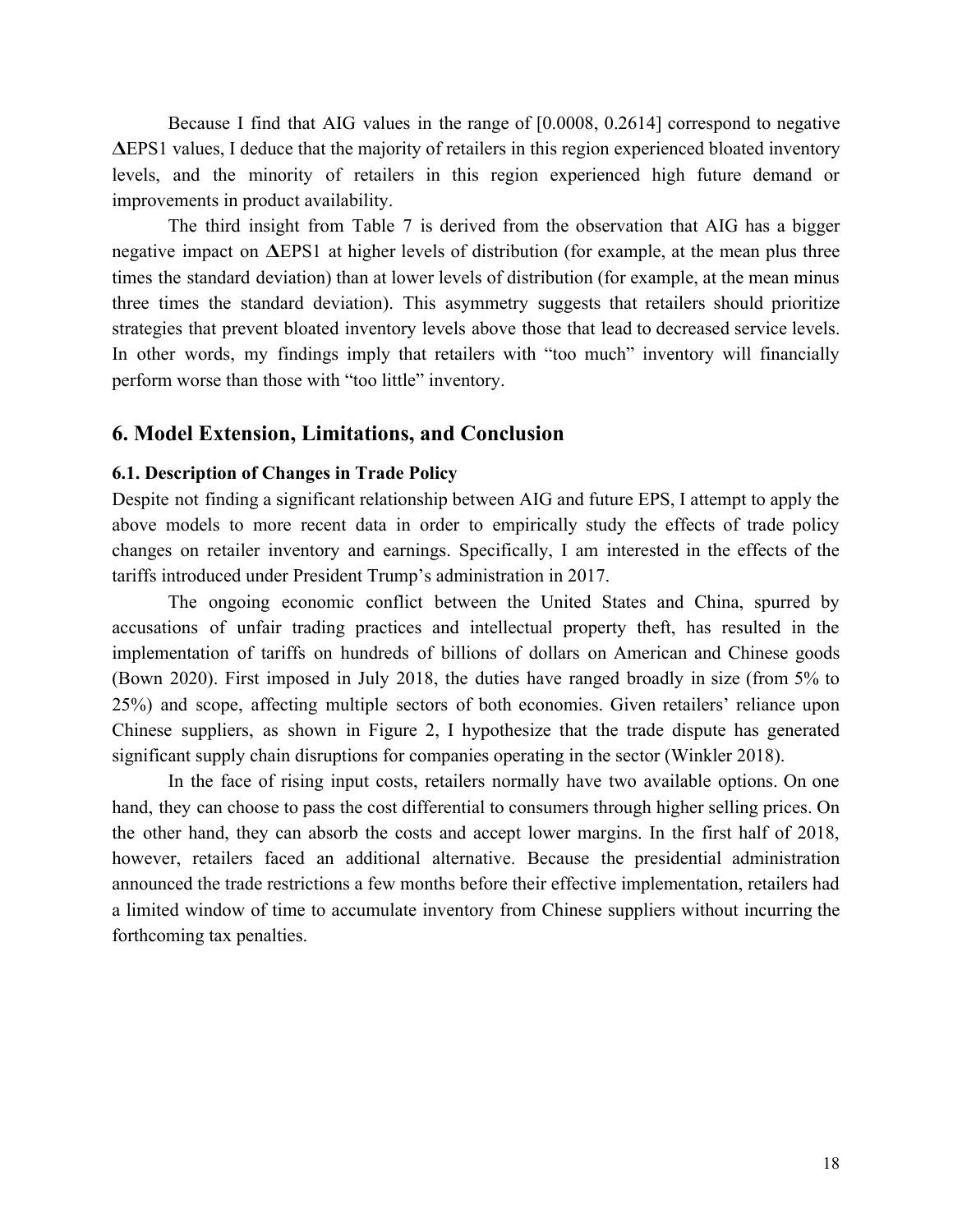Because I find that AIG values in the range of [0.0008, 0.2614] correspond to negative **Δ**EPS1 values, I deduce that the majority of retailers in this region experienced bloated inventory levels, and the minority of retailers in this region experienced high future demand or improvements in product availability.

The third insight from Table 7 is derived from the observation that AIG has a bigger negative impact on **Δ**EPS1 at higher levels of distribution (for example, at the mean plus three times the standard deviation) than at lower levels of distribution (for example, at the mean minus three times the standard deviation). This asymmetry suggests that retailers should prioritize strategies that prevent bloated inventory levels above those that lead to decreased service levels. In other words, my findings imply that retailers with "too much" inventory will financially perform worse than those with "too little" inventory.

## 6. Model Extension, Limitations, and Conclusion

### 6.1. Description of Changes in Trade Policy

Despite not finding a significant relationship between AIG and future EPS, I attempt to apply the above models to more recent data in order to empirically study the effects of trade policy changes on retailer inventory and earnings. Specifically, I am interested in the effects of the tariffs introduced under President Trump's administration in 2017.

The ongoing economic conflict between the United States and China, spurred by accusations of unfair trading practices and intellectual property theft, has resulted in the implementation of tariffs on hundreds of billions of dollars on American and Chinese goods (Bown 2020). First imposed in July 2018, the duties have ranged broadly in size (from 5% to 25%) and scope, affecting multiple sectors of both economies. Given retailers' reliance upon Chinese suppliers, as shown in Figure 2, I hypothesize that the trade dispute has generated significant supply chain disruptions for companies operating in the sector (Winkler 2018).

In the face of rising input costs, retailers normally have two available options. On one hand, they can choose to pass the cost differential to consumers through higher selling prices. On the other hand, they can absorb the costs and accept lower margins. In the first half of 2018, however, retailers faced an additional alternative. Because the presidential administration announced the trade restrictions a few months before their effective implementation, retailers had a limited window of time to accumulate inventory from Chinese suppliers without incurring the forthcoming tax penalties.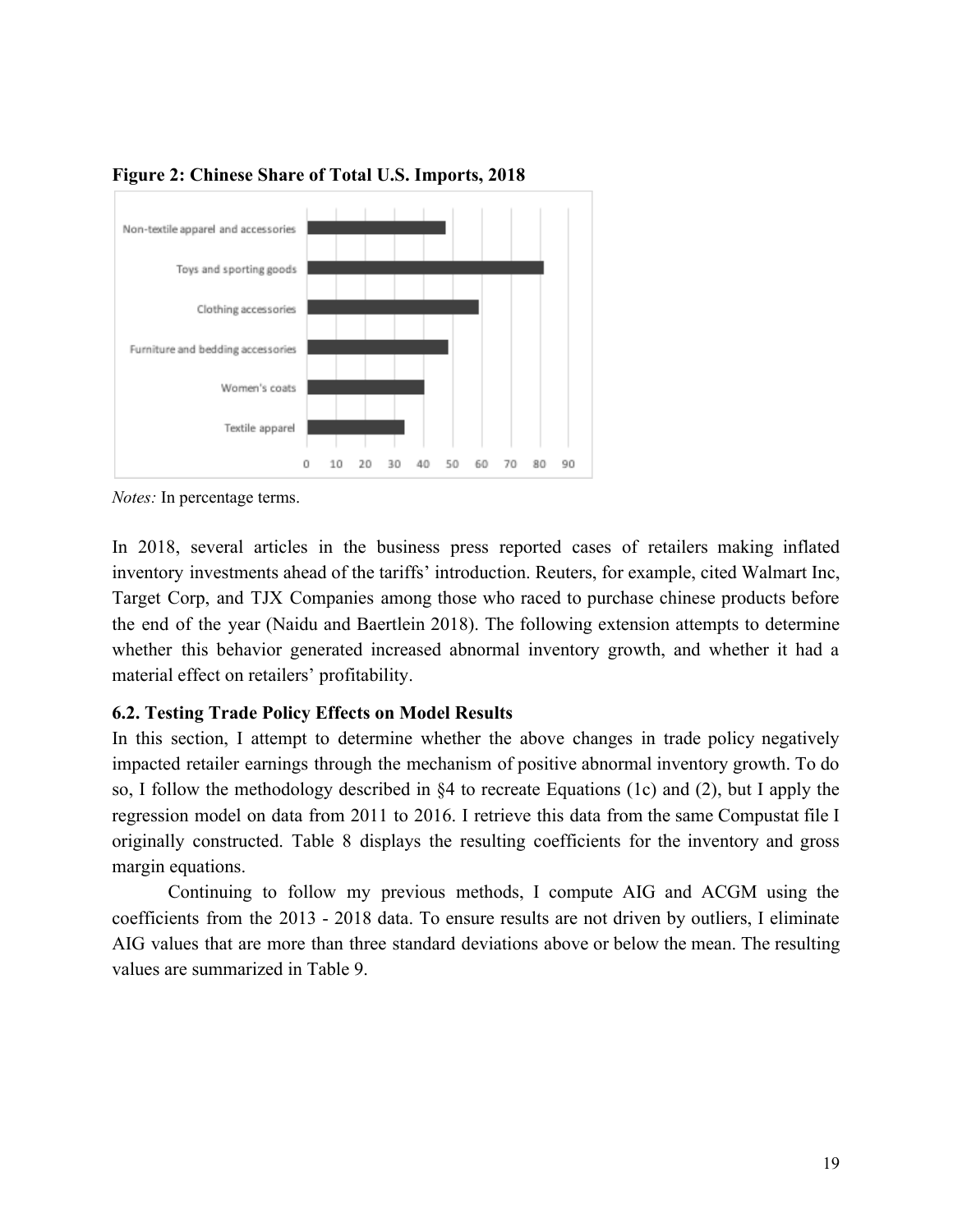**Figure 2: Chinese Share of Total U.S. Imports, 2018**

*Notes:* In percentage terms.

In 2018, several articles in the business press reported cases of retailers making inflated inventory investments ahead of the tariffs' introduction. Reuters, for example, cited Walmart Inc, Target Corp, and TJX Companies among those who raced to purchase chinese products before the end of the year (Naidu and Baertlein 2018). The following extension attempts to determine whether this behavior generated increased abnormal inventory growth, and whether it had a material effect on retailers' profitability.

### 6.2. Testing Trade Policy Effects on Model Results

In this section, I attempt to determine whether the above changes in trade policy negatively impacted retailer earnings through the mechanism of positive abnormal inventory growth. To do so, I follow the methodology described in §4 to recreate Equations (1c) and (2), but I apply the regression model on data from 2011 to 2016. I retrieve this data from the same Compustat file I originally constructed. Table 8 displays the resulting coefficients for the inventory and gross margin equations.

Continuing to follow my previous methods, I compute AIG and ACGM using the coefficients from the 2013 - 2018 data. To ensure results are not driven by outliers, I eliminate AIG values that are more than three standard deviations above or below the mean. The resulting values are summarized in Table 9.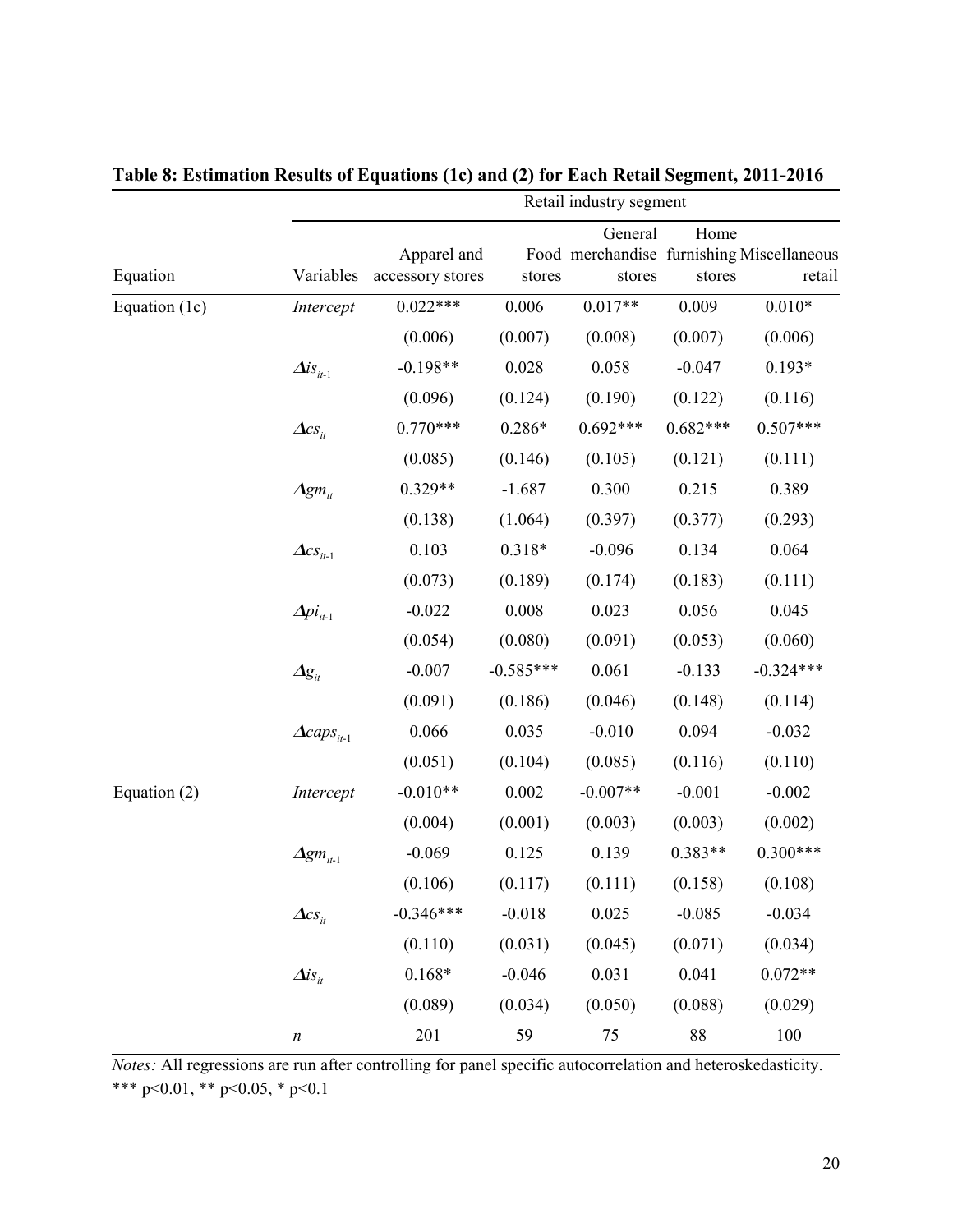**Table 8: Estimation Results of Equations (1c) and (2) for Each Retail Segment, 2011-2016**

| Equation | Variables | Retail industry segment | | | | |
|---|---|---|---|---|---|---|
| | | Apparel and accessory stores | Food stores | General merchandise stores | Home furnishing stores | Miscellaneous retail |
| Equation (1c) | *Intercept* | 0.022*** | 0.006 | 0.017** | 0.009 | 0.010* |
| | | (0.006) | (0.007) | (0.008) | (0.007) | (0.006) |
| | $\Delta is_{it-1}$ | -0.198** | 0.028 | 0.058 | -0.047 | 0.193* |
| | | (0.096) | (0.124) | (0.190) | (0.122) | (0.116) |
| | $\Delta cs_{it}$ | 0.770*** | 0.286* | 0.692*** | 0.682*** | 0.507*** |
| | | (0.085) | (0.146) | (0.105) | (0.121) | (0.111) |
| | $\Delta gm_{it}$ | 0.329** | -1.687 | 0.300 | 0.215 | 0.389 |
| | | (0.138) | (1.064) | (0.397) | (0.377) | (0.293) |
| | $\Delta cs_{it-1}$ | 0.103 | 0.318* | -0.096 | 0.134 | 0.064 |
| | | (0.073) | (0.189) | (0.174) | (0.183) | (0.111) |
| | $\Delta pi_{it-1}$ | -0.022 | 0.008 | 0.023 | 0.056 | 0.045 |
| | | (0.054) | (0.080) | (0.091) | (0.053) | (0.060) |
| | $\Delta g_{it}$ | -0.007 | -0.585*** | 0.061 | -0.133 | -0.324*** |
| | | (0.091) | (0.186) | (0.046) | (0.148) | (0.114) |
| | $\Delta caps_{it-1}$ | 0.066 | 0.035 | -0.010 | 0.094 | -0.032 |
| | | (0.051) | (0.104) | (0.085) | (0.116) | (0.110) |
| Equation (2) | *Intercept* | -0.010** | 0.002 | -0.007** | -0.001 | -0.002 |
| | | (0.004) | (0.001) | (0.003) | (0.003) | (0.002) |
| | $\Delta gm_{it-1}$ | -0.069 | 0.125 | 0.139 | 0.383** | 0.300*** |
| | | (0.106) | (0.117) | (0.111) | (0.158) | (0.108) |
| | $\Delta cs_{it}$ | -0.346*** | -0.018 | 0.025 | -0.085 | -0.034 |
| | | (0.110) | (0.031) | (0.045) | (0.071) | (0.034) |
| | $\Delta is_{it}$ | 0.168* | -0.046 | 0.031 | 0.041 | 0.072** |
| | | (0.089) | (0.034) | (0.050) | (0.088) | (0.029) |
| | $n$ | 201 | 59 | 75 | 88 | 100 |

*Notes:* All regressions are run after controlling for panel specific autocorrelation and heteroskedasticity.
*** p<0.01, ** p<0.05, * p<0.1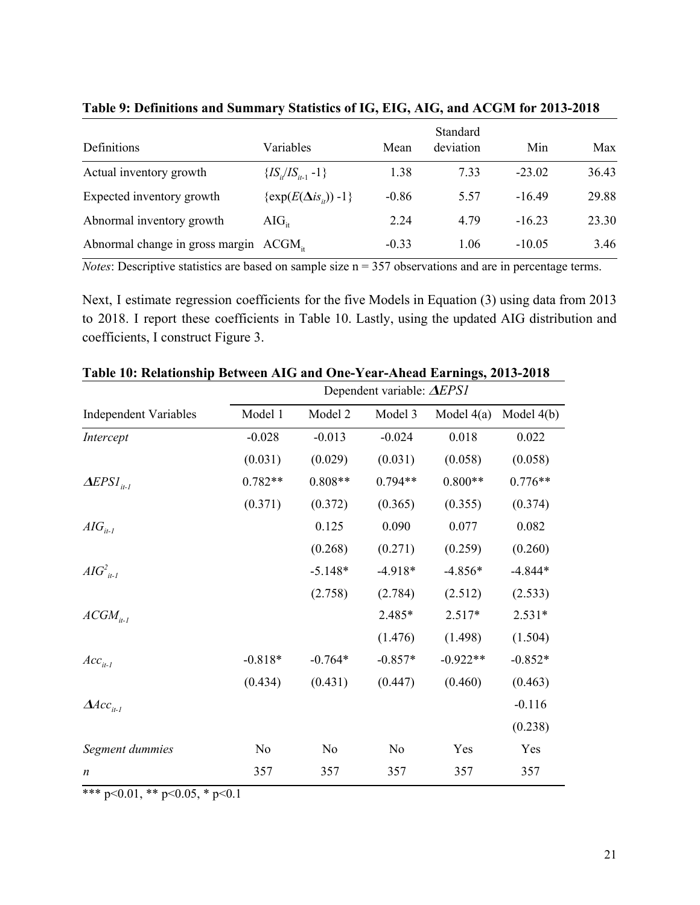**Table 9: Definitions and Summary Statistics of IG, EIG, AIG, and ACGM for 2013-2018**

| Definitions | Variables | Mean | Standard deviation | Min | Max |
|---|---|---|---|---|---|
| Actual inventory growth | $\{IS_{it}/IS_{it-1} - 1\}$ | 1.38 | 7.33 | -23.02 | 36.43 |
| Expected inventory growth | $\{\exp(E(\Delta is_{it})) - 1\}$ | -0.86 | 5.57 | -16.49 | 29.88 |
| Abnormal inventory growth | $AIG_{it}$ | 2.24 | 4.79 | -16.23 | 23.30 |
| Abnormal change in gross margin | $ACGM_{it}$ | -0.33 | 1.06 | -10.05 | 3.46 |

*Notes*: Descriptive statistics are based on sample size n = 357 observations and are in percentage terms.

Next, I estimate regression coefficients for the five Models in Equation (3) using data from 2013 to 2018. I report these coefficients in Table 10. Lastly, using the updated AIG distribution and coefficients, I construct Figure 3.

**Table 10: Relationship Between AIG and One-Year-Ahead Earnings, 2013-2018**

| | Dependent variable: $\Delta EPS1$ | | | | |
|---|---|---|---|---|---|
| Independent Variables | Model 1 | Model 2 | Model 3 | Model 4(a) | Model 4(b) |
| *Intercept* | -0.028 | -0.013 | -0.024 | 0.018 | 0.022 |
| | (0.031) | (0.029) | (0.031) | (0.058) | (0.058) |
| $\Delta EPS1_{it-1}$ | 0.782** | 0.808** | 0.794** | 0.800** | 0.776** |
| | (0.371) | (0.372) | (0.365) | (0.355) | (0.374) |
| $AIG_{it-1}$ | | 0.125 | 0.090 | 0.077 | 0.082 |
| | | (0.268) | (0.271) | (0.259) | (0.260) |
| $AIG^2_{it-1}$ | | -5.148* | -4.918* | -4.856* | -4.844* |
| | | (2.758) | (2.784) | (2.512) | (2.533) |
| $ACGM_{it-1}$ | | | 2.485* | 2.517* | 2.531* |
| | | | (1.476) | (1.498) | (1.504) |
| $Acc_{it-1}$ | -0.818* | -0.764* | -0.857* | -0.922** | -0.852* |
| | (0.434) | (0.431) | (0.447) | (0.460) | (0.463) |
| $\Delta Acc_{it-1}$ | | | | | -0.116 |
| | | | | | (0.238) |
| *Segment dummies* | No | No | No | Yes | Yes |
| *n* | 357 | 357 | 357 | 357 | 357 |

*** p<0.01, ** p<0.05, * p<0.1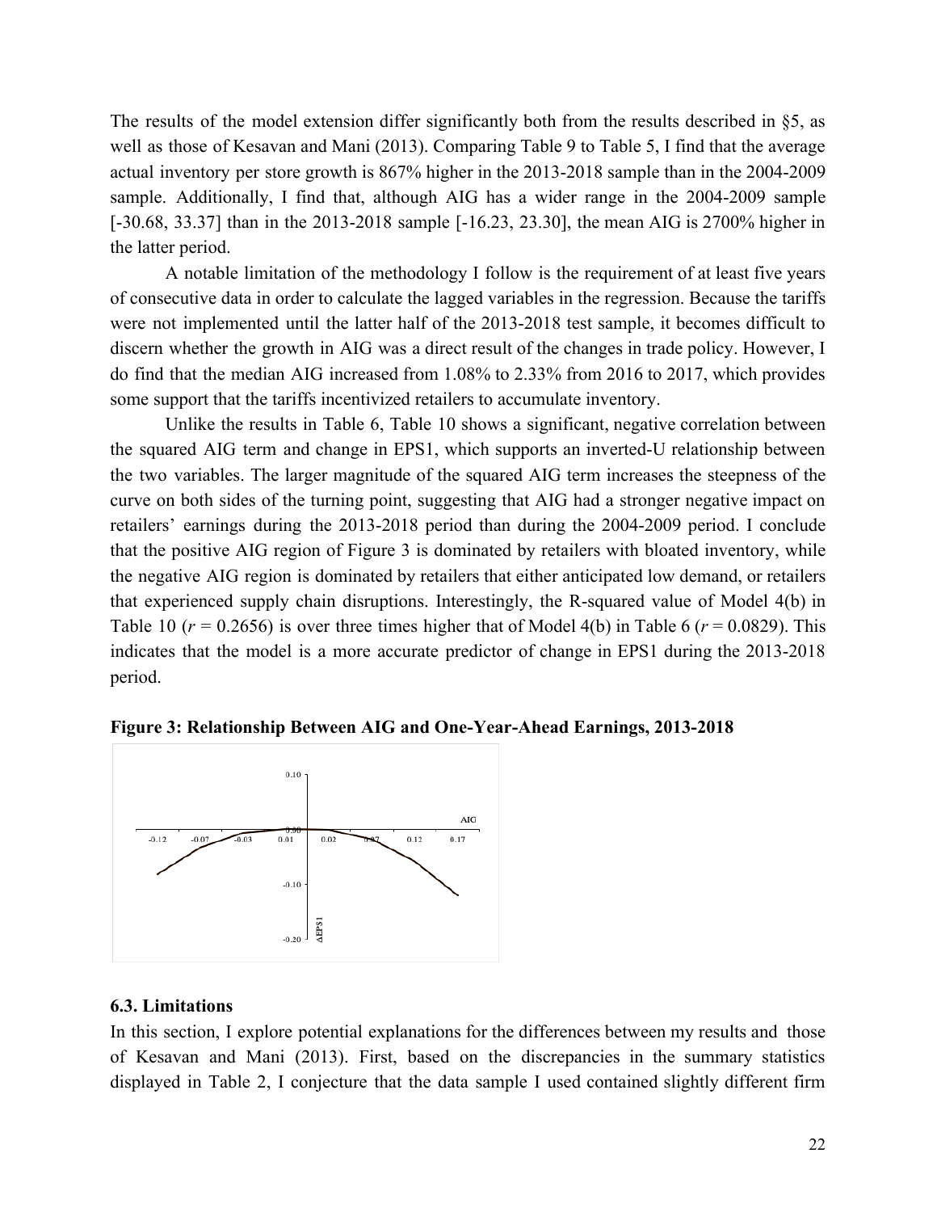The results of the model extension differ significantly both from the results described in §5, as well as those of Kesavan and Mani (2013). Comparing Table 9 to Table 5, I find that the average actual inventory per store growth is 867% higher in the 2013-2018 sample than in the 2004-2009 sample. Additionally, I find that, although AIG has a wider range in the 2004-2009 sample [-30.68, 33.37] than in the 2013-2018 sample [-16.23, 23.30], the mean AIG is 2700% higher in the latter period.

A notable limitation of the methodology I follow is the requirement of at least five years of consecutive data in order to calculate the lagged variables in the regression. Because the tariffs were not implemented until the latter half of the 2013-2018 test sample, it becomes difficult to discern whether the growth in AIG was a direct result of the changes in trade policy. However, I do find that the median AIG increased from 1.08% to 2.33% from 2016 to 2017, which provides some support that the tariffs incentivized retailers to accumulate inventory.

Unlike the results in Table 6, Table 10 shows a significant, negative correlation between the squared AIG term and change in EPS1, which supports an inverted-U relationship between the two variables. The larger magnitude of the squared AIG term increases the steepness of the curve on both sides of the turning point, suggesting that AIG had a stronger negative impact on retailers' earnings during the 2013-2018 period than during the 2004-2009 period. I conclude that the positive AIG region of Figure 3 is dominated by retailers with bloated inventory, while the negative AIG region is dominated by retailers that either anticipated low demand, or retailers that experienced supply chain disruptions. Interestingly, the R-squared value of Model 4(b) in Table 10 ($r = 0.2656$) is over three times higher that of Model 4(b) in Table 6 ($r = 0.0829$). This indicates that the model is a more accurate predictor of change in EPS1 during the 2013-2018 period.

**Figure 3: Relationship Between AIG and One-Year-Ahead Earnings, 2013-2018**

### 6.3. Limitations

In this section, I explore potential explanations for the differences between my results and those of Kesavan and Mani (2013). First, based on the discrepancies in the summary statistics displayed in Table 2, I conjecture that the data sample I used contained slightly different firm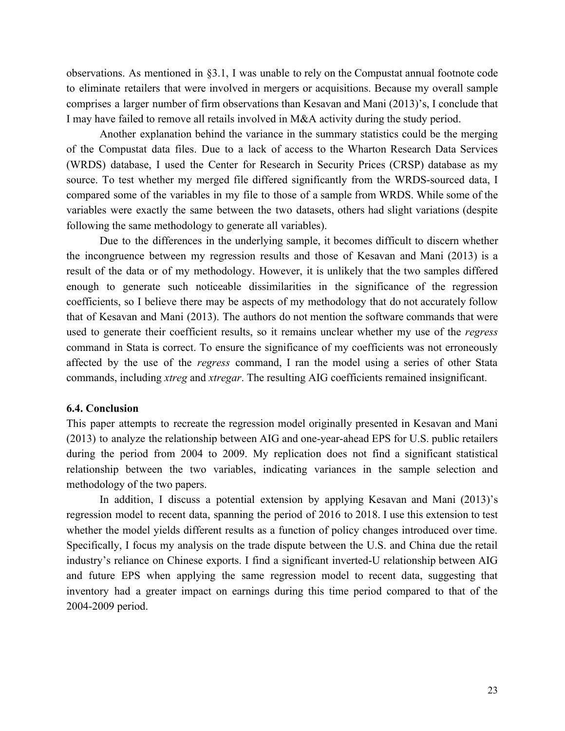observations. As mentioned in §3.1, I was unable to rely on the Compustat annual footnote code to eliminate retailers that were involved in mergers or acquisitions. Because my overall sample comprises a larger number of firm observations than Kesavan and Mani (2013)'s, I conclude that I may have failed to remove all retails involved in M&A activity during the study period.

Another explanation behind the variance in the summary statistics could be the merging of the Compustat data files. Due to a lack of access to the Wharton Research Data Services (WRDS) database, I used the Center for Research in Security Prices (CRSP) database as my source. To test whether my merged file differed significantly from the WRDS-sourced data, I compared some of the variables in my file to those of a sample from WRDS. While some of the variables were exactly the same between the two datasets, others had slight variations (despite following the same methodology to generate all variables).

Due to the differences in the underlying sample, it becomes difficult to discern whether the incongruence between my regression results and those of Kesavan and Mani (2013) is a result of the data or of my methodology. However, it is unlikely that the two samples differed enough to generate such noticeable dissimilarities in the significance of the regression coefficients, so I believe there may be aspects of my methodology that do not accurately follow that of Kesavan and Mani (2013). The authors do not mention the software commands that were used to generate their coefficient results, so it remains unclear whether my use of the *regress* command in Stata is correct. To ensure the significance of my coefficients was not erroneously affected by the use of the *regress* command, I ran the model using a series of other Stata commands, including *xtreg* and *xtregar*. The resulting AIG coefficients remained insignificant.

### 6.4. Conclusion

This paper attempts to recreate the regression model originally presented in Kesavan and Mani (2013) to analyze the relationship between AIG and one-year-ahead EPS for U.S. public retailers during the period from 2004 to 2009. My replication does not find a significant statistical relationship between the two variables, indicating variances in the sample selection and methodology of the two papers.

In addition, I discuss a potential extension by applying Kesavan and Mani (2013)'s regression model to recent data, spanning the period of 2016 to 2018. I use this extension to test whether the model yields different results as a function of policy changes introduced over time. Specifically, I focus my analysis on the trade dispute between the U.S. and China due the retail industry's reliance on Chinese exports. I find a significant inverted-U relationship between AIG and future EPS when applying the same regression model to recent data, suggesting that inventory had a greater impact on earnings during this time period compared to that of the 2004-2009 period.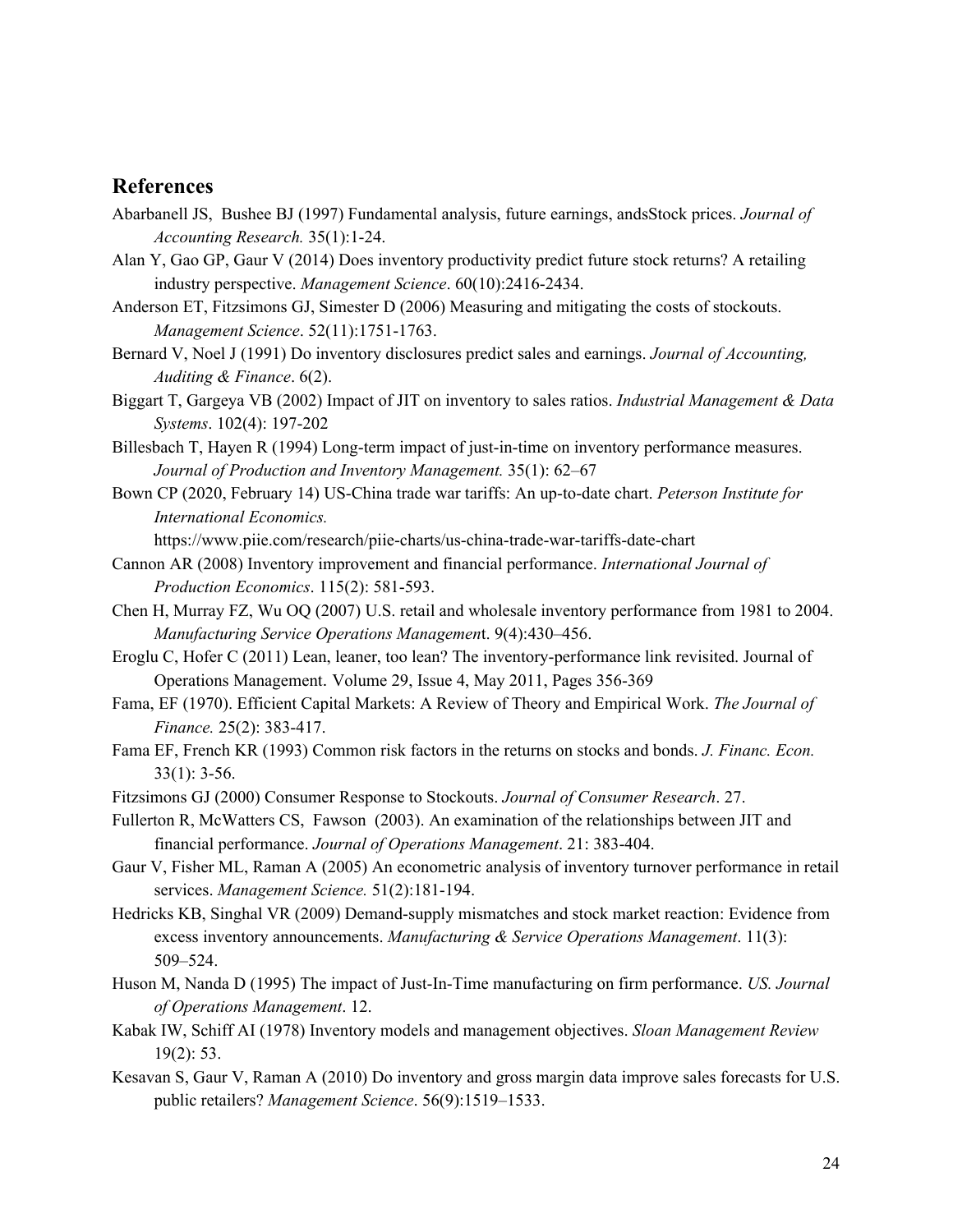## References

Abarbanell JS, Bushee BJ (1997) Fundamental analysis, future earnings, andsStock prices. *Journal of Accounting Research.* 35(1):1-24.

Alan Y, Gao GP, Gaur V (2014) Does inventory productivity predict future stock returns? A retailing industry perspective. *Management Science*. 60(10):2416-2434.

Anderson ET, Fitzsimons GJ, Simester D (2006) Measuring and mitigating the costs of stockouts. *Management Science*. 52(11):1751-1763.

Bernard V, Noel J (1991) Do inventory disclosures predict sales and earnings. *Journal of Accounting, Auditing & Finance*. 6(2).

Biggart T, Gargeya VB (2002) Impact of JIT on inventory to sales ratios. *Industrial Management & Data Systems*. 102(4): 197-202

Billesbach T, Hayen R (1994) Long-term impact of just-in-time on inventory performance measures. *Journal of Production and Inventory Management.* 35(1): 62–67

Bown CP (2020, February 14) US-China trade war tariffs: An up-to-date chart. *Peterson Institute for International Economics.* https://www.piie.com/research/piie-charts/us-china-trade-war-tariffs-date-chart

Cannon AR (2008) Inventory improvement and financial performance. *International Journal of Production Economics*. 115(2): 581-593.

Chen H, Murray FZ, Wu OQ (2007) U.S. retail and wholesale inventory performance from 1981 to 2004. *Manufacturing Service Operations Management*. 9(4):430–456.

Eroglu C, Hofer C (2011) Lean, leaner, too lean? The inventory-performance link revisited. Journal of Operations Management. Volume 29, Issue 4, May 2011, Pages 356-369

Fama, EF (1970). Efficient Capital Markets: A Review of Theory and Empirical Work. *The Journal of Finance.* 25(2): 383-417.

Fama EF, French KR (1993) Common risk factors in the returns on stocks and bonds. *J. Financ. Econ.* 33(1): 3-56.

Fitzsimons GJ (2000) Consumer Response to Stockouts. *Journal of Consumer Research*. 27.

Fullerton R, McWatters CS, Fawson (2003). An examination of the relationships between JIT and financial performance. *Journal of Operations Management*. 21: 383-404.

Gaur V, Fisher ML, Raman A (2005) An econometric analysis of inventory turnover performance in retail services. *Management Science.* 51(2):181-194.

Hedricks KB, Singhal VR (2009) Demand-supply mismatches and stock market reaction: Evidence from excess inventory announcements. *Manufacturing & Service Operations Management*. 11(3): 509–524.

Huson M, Nanda D (1995) The impact of Just-In-Time manufacturing on firm performance. *US. Journal of Operations Management*. 12.

Kabak IW, Schiff AI (1978) Inventory models and management objectives. *Sloan Management Review* 19(2): 53.

Kesavan S, Gaur V, Raman A (2010) Do inventory and gross margin data improve sales forecasts for U.S. public retailers? *Management Science*. 56(9):1519–1533.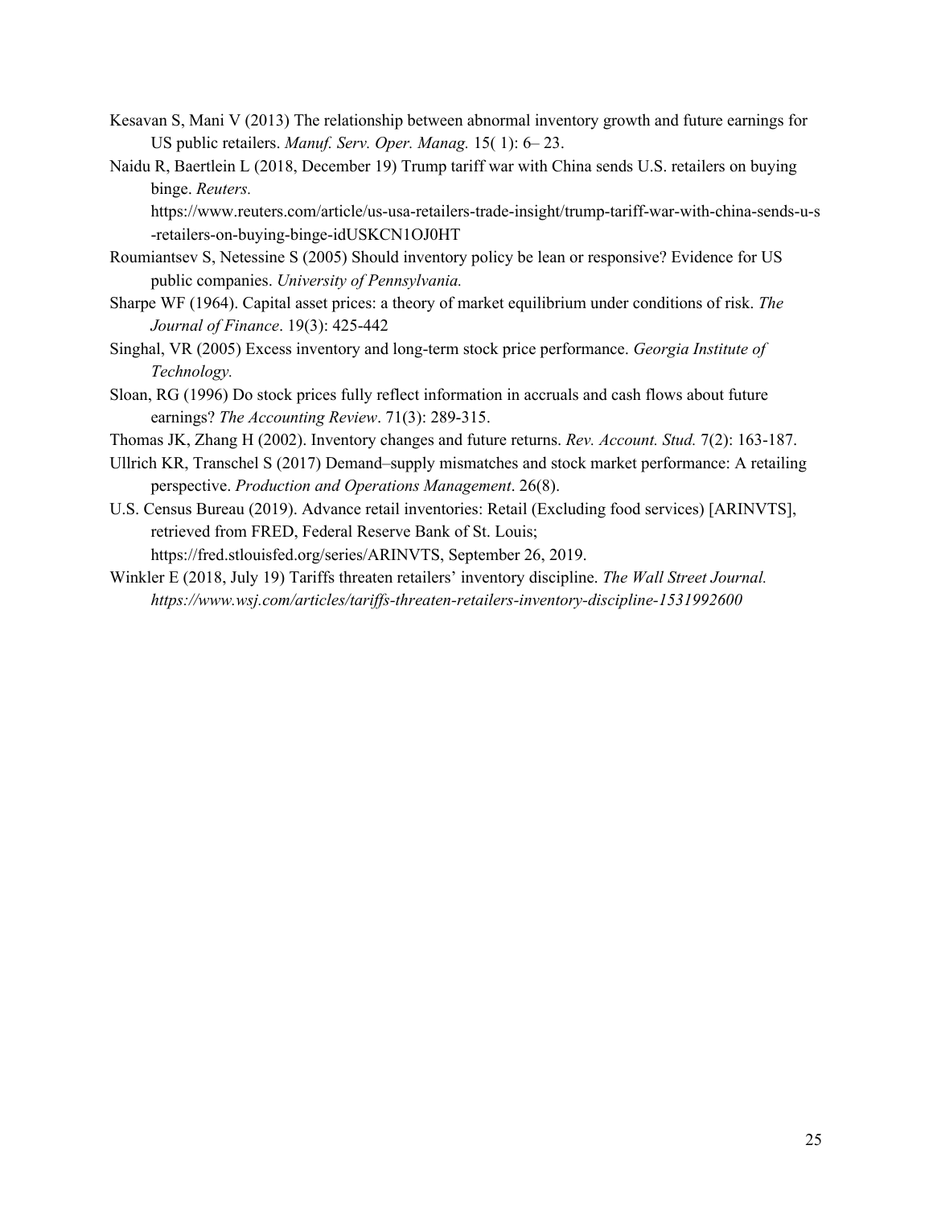Kesavan S, Mani V (2013) The relationship between abnormal inventory growth and future earnings for US public retailers. *Manuf. Serv. Oper. Manag.* 15( 1): 6– 23.

Naidu R, Baertlein L (2018, December 19) Trump tariff war with China sends U.S. retailers on buying binge. *Reuters.* https://www.reuters.com/article/us-usa-retailers-trade-insight/trump-tariff-war-with-china-sends-u-s-retailers-on-buying-binge-idUSKCN1OJ0HT

Roumiantsev S, Netessine S (2005) Should inventory policy be lean or responsive? Evidence for US public companies. *University of Pennsylvania.*

Sharpe WF (1964). Capital asset prices: a theory of market equilibrium under conditions of risk. *The Journal of Finance*. 19(3): 425-442

Singhal, VR (2005) Excess inventory and long-term stock price performance. *Georgia Institute of Technology.*

Sloan, RG (1996) Do stock prices fully reflect information in accruals and cash flows about future earnings? *The Accounting Review*. 71(3): 289-315.

Thomas JK, Zhang H (2002). Inventory changes and future returns. *Rev. Account. Stud.* 7(2): 163-187.

Ullrich KR, Transchel S (2017) Demand–supply mismatches and stock market performance: A retailing perspective. *Production and Operations Management*. 26(8).

U.S. Census Bureau (2019). Advance retail inventories: Retail (Excluding food services) [ARINVTS], retrieved from FRED, Federal Reserve Bank of St. Louis; https://fred.stlouisfed.org/series/ARINVTS, September 26, 2019.

Winkler E (2018, July 19) Tariffs threaten retailers' inventory discipline. *The Wall Street Journal. https://www.wsj.com/articles/tariffs-threaten-retailers-inventory-discipline-1531992600*